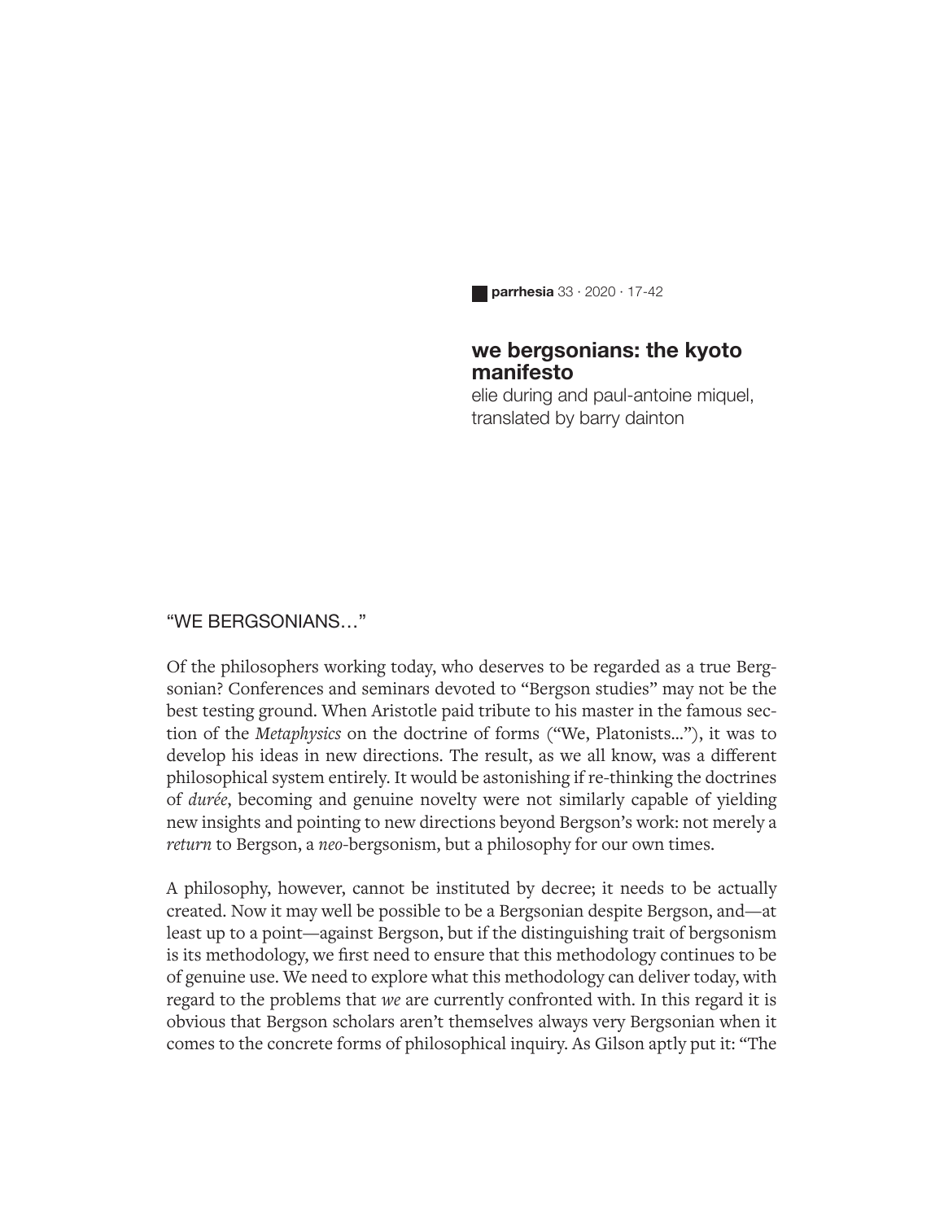# we bergsonians: the kyoto manifesto

elie during and paul-antoine miquel, translated by barry dainton

## "WE BERGSONIANS…"

Of the philosophers working today, who deserves to be regarded as a true Bergsonian? Conferences and seminars devoted to "Bergson studies" may not be the best testing ground. When Aristotle paid tribute to his master in the famous section of the *Metaphysics* on the doctrine of forms ("We, Platonists…"), it was to develop his ideas in new directions. The result, as we all know, was a different philosophical system entirely. It would be astonishing if re-thinking the doctrines of *durée*, becoming and genuine novelty were not similarly capable of yielding new insights and pointing to new directions beyond Bergson's work: not merely a *return* to Bergson, a *neo*-bergsonism, but a philosophy for our own times.

A philosophy, however, cannot be instituted by decree; it needs to be actually created. Now it may well be possible to be a Bergsonian despite Bergson, and—at least up to a point—against Bergson, but if the distinguishing trait of bergsonism is its methodology, we first need to ensure that this methodology continues to be of genuine use. We need to explore what this methodology can deliver today, with regard to the problems that *we* are currently confronted with. In this regard it is obvious that Bergson scholars aren't themselves always very Bergsonian when it comes to the concrete forms of philosophical inquiry. As Gilson aptly put it: "The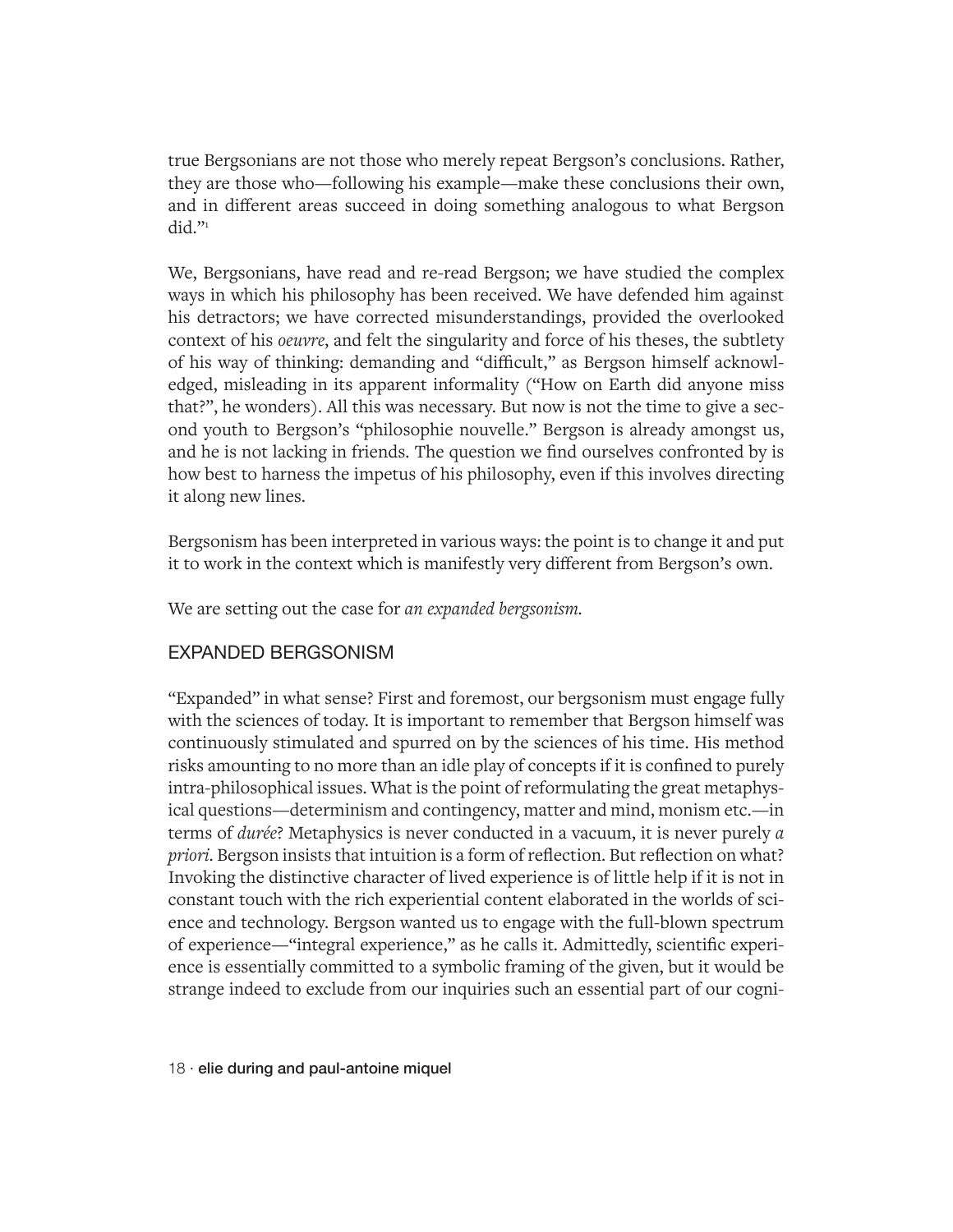true Bergsonians are not those who merely repeat Bergson's conclusions. Rather, they are those who—following his example—make these conclusions their own, and in different areas succeed in doing something analogous to what Bergson did."[1]

We, Bergsonians, have read and re-read Bergson; we have studied the complex ways in which his philosophy has been received. We have defended him against his detractors; we have corrected misunderstandings, provided the overlooked context of his *oeuvre*, and felt the singularity and force of his theses, the subtlety of his way of thinking: demanding and "difficult," as Bergson himself acknowledged, misleading in its apparent informality ("How on Earth did anyone miss that?", he wonders). All this was necessary. But now is not the time to give a second youth to Bergson's "philosophie nouvelle." Bergson is already amongst us, and he is not lacking in friends. The question we find ourselves confronted by is how best to harness the impetus of his philosophy, even if this involves directing it along new lines.

Bergsonism has been interpreted in various ways: the point is to change it and put it to work in the context which is manifestly very different from Bergson's own.

We are setting out the case for *an expanded bergsonism.*

## EXPANDED BERGSONISM

"Expanded" in what sense? First and foremost, our bergsonism must engage fully with the sciences of today. It is important to remember that Bergson himself was continuously stimulated and spurred on by the sciences of his time. His method risks amounting to no more than an idle play of concepts if it is confined to purely intra-philosophical issues. What is the point of reformulating the great metaphysical questions—determinism and contingency, matter and mind, monism etc.—in terms of *durée*? Metaphysics is never conducted in a vacuum, it is never purely *a priori*. Bergson insists that intuition is a form of reflection. But reflection on what? Invoking the distinctive character of lived experience is of little help if it is not in constant touch with the rich experiential content elaborated in the worlds of science and technology. Bergson wanted us to engage with the full-blown spectrum of experience—"integral experience," as he calls it. Admittedly, scientific experience is essentially committed to a symbolic framing of the given, but it would be strange indeed to exclude from our inquiries such an essential part of our cogni-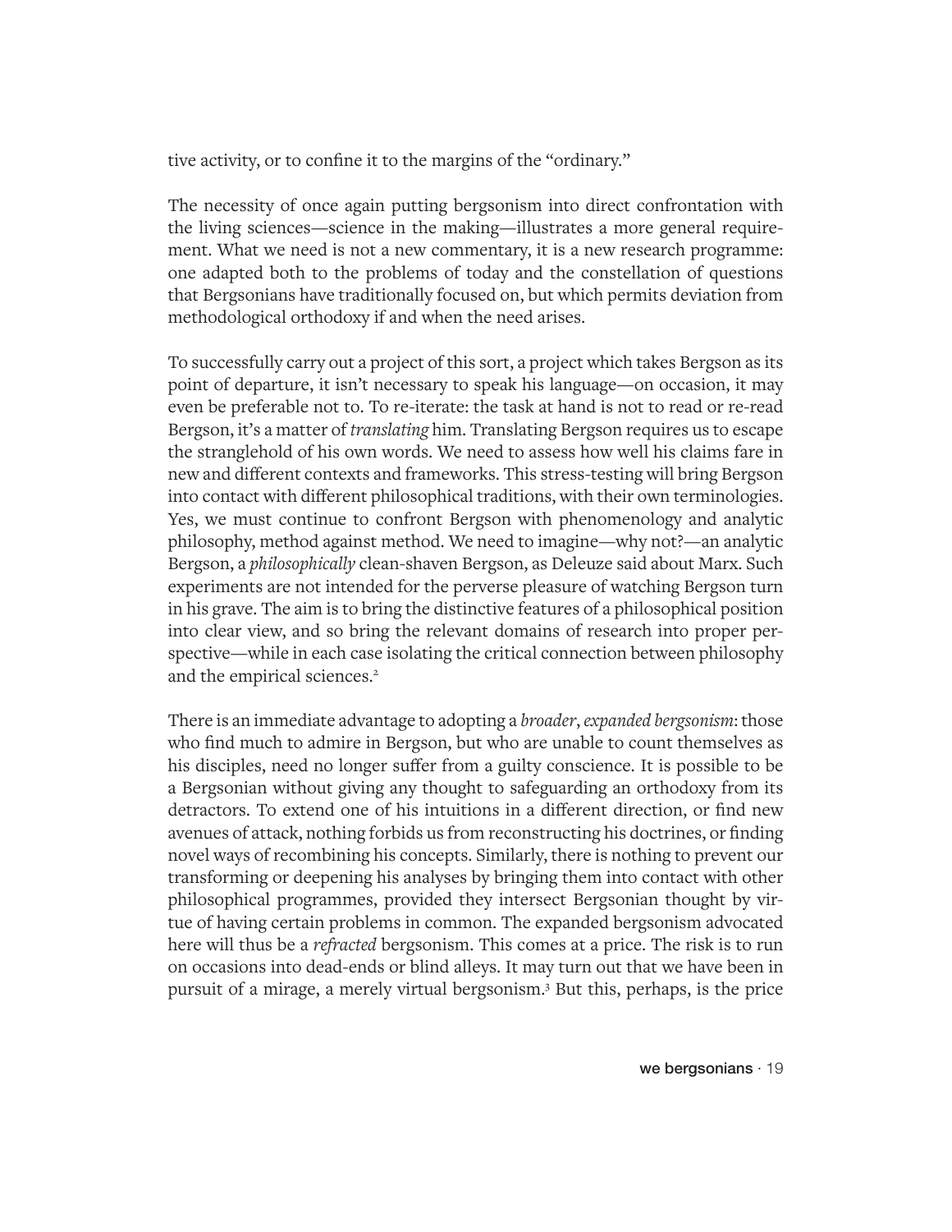tive activity, or to confine it to the margins of the "ordinary."

The necessity of once again putting bergsonism into direct confrontation with the living sciences—science in the making—illustrates a more general requirement. What we need is not a new commentary, it is a new research programme: one adapted both to the problems of today and the constellation of questions that Bergsonians have traditionally focused on, but which permits deviation from methodological orthodoxy if and when the need arises.

To successfully carry out a project of this sort, a project which takes Bergson as its point of departure, it isn't necessary to speak his language—on occasion, it may even be preferable not to. To re-iterate: the task at hand is not to read or re-read Bergson, it's a matter of *translating* him. Translating Bergson requires us to escape the stranglehold of his own words. We need to assess how well his claims fare in new and different contexts and frameworks. This stress-testing will bring Bergson into contact with different philosophical traditions, with their own terminologies. Yes, we must continue to confront Bergson with phenomenology and analytic philosophy, method against method. We need to imagine—why not?—an analytic Bergson, a *philosophically* clean-shaven Bergson, as Deleuze said about Marx. Such experiments are not intended for the perverse pleasure of watching Bergson turn in his grave. The aim is to bring the distinctive features of a philosophical position into clear view, and so bring the relevant domains of research into proper perspective—while in each case isolating the critical connection between philosophy and the empirical sciences.[2]

There is an immediate advantage to adopting a *broader*, *expanded bergsonism*: those who find much to admire in Bergson, but who are unable to count themselves as his disciples, need no longer suffer from a guilty conscience. It is possible to be a Bergsonian without giving any thought to safeguarding an orthodoxy from its detractors. To extend one of his intuitions in a different direction, or find new avenues of attack, nothing forbids us from reconstructing his doctrines, or finding novel ways of recombining his concepts. Similarly, there is nothing to prevent our transforming or deepening his analyses by bringing them into contact with other philosophical programmes, provided they intersect Bergsonian thought by virtue of having certain problems in common. The expanded bergsonism advocated here will thus be a *refracted* bergsonism. This comes at a price. The risk is to run on occasions into dead-ends or blind alleys. It may turn out that we have been in pursuit of a mirage, a merely virtual bergsonism.[3] But this, perhaps, is the price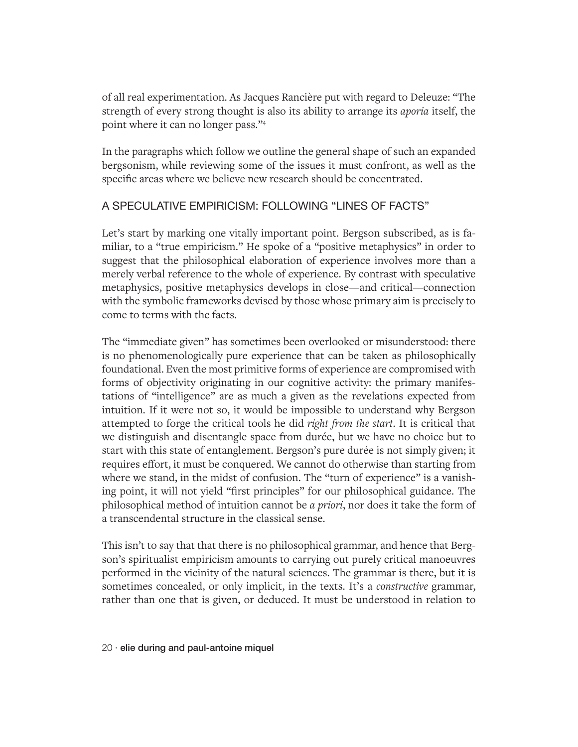of all real experimentation. As Jacques Rancière put with regard to Deleuze: "The strength of every strong thought is also its ability to arrange its *aporia* itself, the point where it can no longer pass."[4]

In the paragraphs which follow we outline the general shape of such an expanded bergsonism, while reviewing some of the issues it must confront, as well as the specific areas where we believe new research should be concentrated.

## A SPECULATIVE EMPIRICISM: FOLLOWING "LINES OF FACTS"

Let's start by marking one vitally important point. Bergson subscribed, as is familiar, to a "true empiricism." He spoke of a "positive metaphysics" in order to suggest that the philosophical elaboration of experience involves more than a merely verbal reference to the whole of experience. By contrast with speculative metaphysics, positive metaphysics develops in close—and critical—connection with the symbolic frameworks devised by those whose primary aim is precisely to come to terms with the facts.

The "immediate given" has sometimes been overlooked or misunderstood: there is no phenomenologically pure experience that can be taken as philosophically foundational. Even the most primitive forms of experience are compromised with forms of objectivity originating in our cognitive activity: the primary manifestations of "intelligence" are as much a given as the revelations expected from intuition. If it were not so, it would be impossible to understand why Bergson attempted to forge the critical tools he did *right from the start*. It is critical that we distinguish and disentangle space from durée, but we have no choice but to start with this state of entanglement. Bergson's pure durée is not simply given; it requires effort, it must be conquered. We cannot do otherwise than starting from where we stand, in the midst of confusion. The "turn of experience" is a vanishing point, it will not yield "first principles" for our philosophical guidance. The philosophical method of intuition cannot be *a priori*, nor does it take the form of a transcendental structure in the classical sense.

This isn't to say that that there is no philosophical grammar, and hence that Bergson's spiritualist empiricism amounts to carrying out purely critical manoeuvres performed in the vicinity of the natural sciences. The grammar is there, but it is sometimes concealed, or only implicit, in the texts. It's a *constructive* grammar, rather than one that is given, or deduced. It must be understood in relation to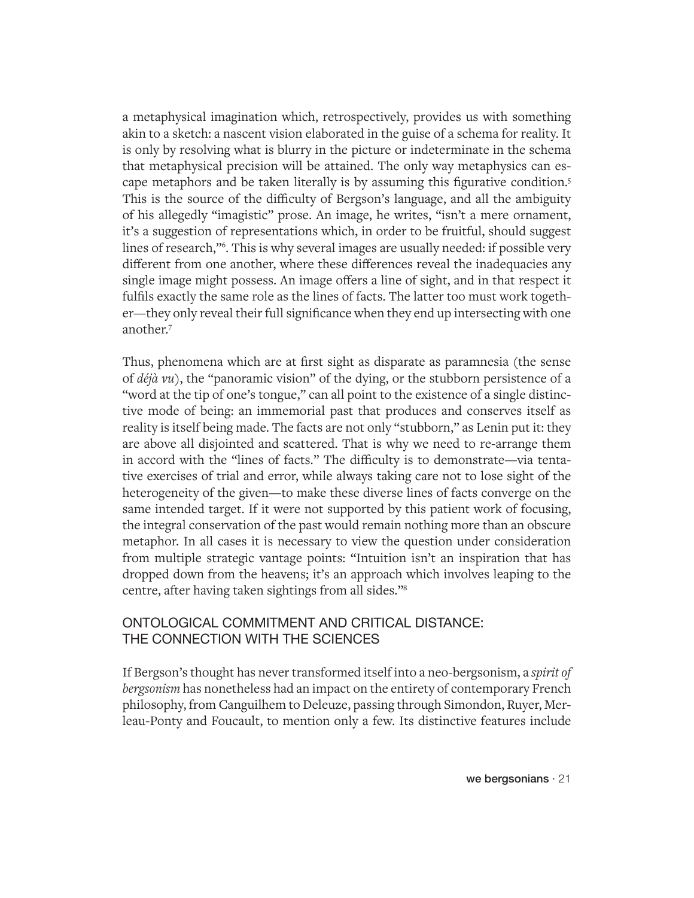a metaphysical imagination which, retrospectively, provides us with something akin to a sketch: a nascent vision elaborated in the guise of a schema for reality. It is only by resolving what is blurry in the picture or indeterminate in the schema that metaphysical precision will be attained. The only way metaphysics can escape metaphors and be taken literally is by assuming this figurative condition.[5] This is the source of the difficulty of Bergson's language, and all the ambiguity of his allegedly "imagistic" prose. An image, he writes, "isn't a mere ornament, it's a suggestion of representations which, in order to be fruitful, should suggest lines of research,"[6]. This is why several images are usually needed: if possible very different from one another, where these differences reveal the inadequacies any single image might possess. An image offers a line of sight, and in that respect it fulfils exactly the same role as the lines of facts. The latter too must work together—they only reveal their full significance when they end up intersecting with one another.[7]

Thus, phenomena which are at first sight as disparate as paramnesia (the sense of *déjà vu*), the "panoramic vision" of the dying, or the stubborn persistence of a "word at the tip of one's tongue," can all point to the existence of a single distinctive mode of being: an immemorial past that produces and conserves itself as reality is itself being made. The facts are not only "stubborn," as Lenin put it: they are above all disjointed and scattered. That is why we need to re-arrange them in accord with the "lines of facts." The difficulty is to demonstrate—via tentative exercises of trial and error, while always taking care not to lose sight of the heterogeneity of the given—to make these diverse lines of facts converge on the same intended target. If it were not supported by this patient work of focusing, the integral conservation of the past would remain nothing more than an obscure metaphor. In all cases it is necessary to view the question under consideration from multiple strategic vantage points: "Intuition isn't an inspiration that has dropped down from the heavens; it's an approach which involves leaping to the centre, after having taken sightings from all sides."[8]

## ONTOLOGICAL COMMITMENT AND CRITICAL DISTANCE: THE CONNECTION WITH THE SCIENCES

If Bergson's thought has never transformed itself into a neo-bergsonism, a *spirit of bergsonism* has nonetheless had an impact on the entirety of contemporary French philosophy, from Canguilhem to Deleuze, passing through Simondon, Ruyer, Merleau-Ponty and Foucault, to mention only a few. Its distinctive features include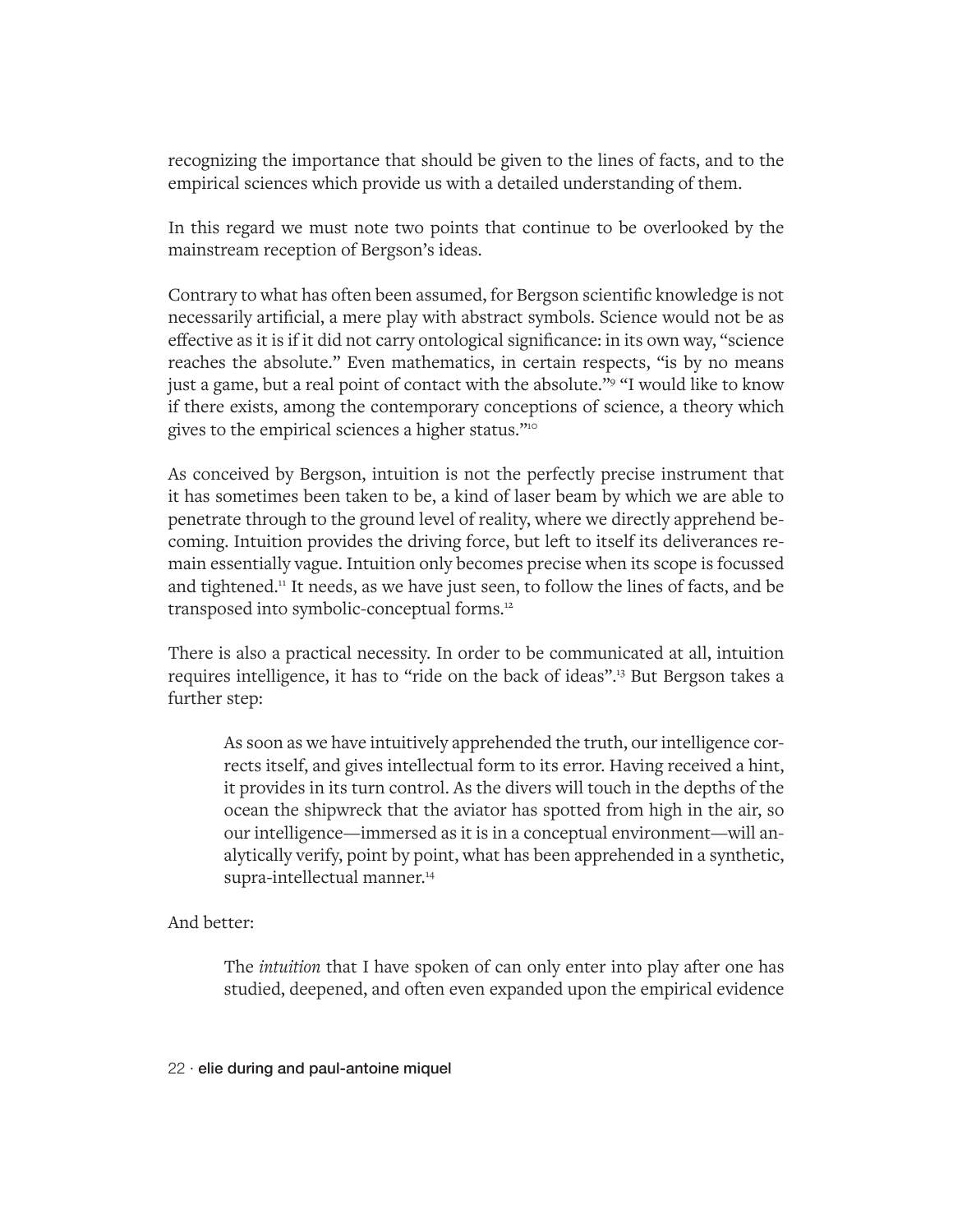recognizing the importance that should be given to the lines of facts, and to the empirical sciences which provide us with a detailed understanding of them.

In this regard we must note two points that continue to be overlooked by the mainstream reception of Bergson's ideas.

Contrary to what has often been assumed, for Bergson scientific knowledge is not necessarily artificial, a mere play with abstract symbols. Science would not be as effective as it is if it did not carry ontological significance: in its own way, "science reaches the absolute." Even mathematics, in certain respects, "is by no means just a game, but a real point of contact with the absolute."[9] "I would like to know if there exists, among the contemporary conceptions of science, a theory which gives to the empirical sciences a higher status."[10]

As conceived by Bergson, intuition is not the perfectly precise instrument that it has sometimes been taken to be, a kind of laser beam by which we are able to penetrate through to the ground level of reality, where we directly apprehend becoming. Intuition provides the driving force, but left to itself its deliverances remain essentially vague. Intuition only becomes precise when its scope is focussed and tightened.[11] It needs, as we have just seen, to follow the lines of facts, and be transposed into symbolic-conceptual forms.[12]

There is also a practical necessity. In order to be communicated at all, intuition requires intelligence, it has to "ride on the back of ideas".[13] But Bergson takes a further step:

> As soon as we have intuitively apprehended the truth, our intelligence corrects itself, and gives intellectual form to its error. Having received a hint, it provides in its turn control. As the divers will touch in the depths of the ocean the shipwreck that the aviator has spotted from high in the air, so our intelligence—immersed as it is in a conceptual environment—will analytically verify, point by point, what has been apprehended in a synthetic, supra-intellectual manner.[14]

And better:

> The *intuition* that I have spoken of can only enter into play after one has studied, deepened, and often even expanded upon the empirical evidence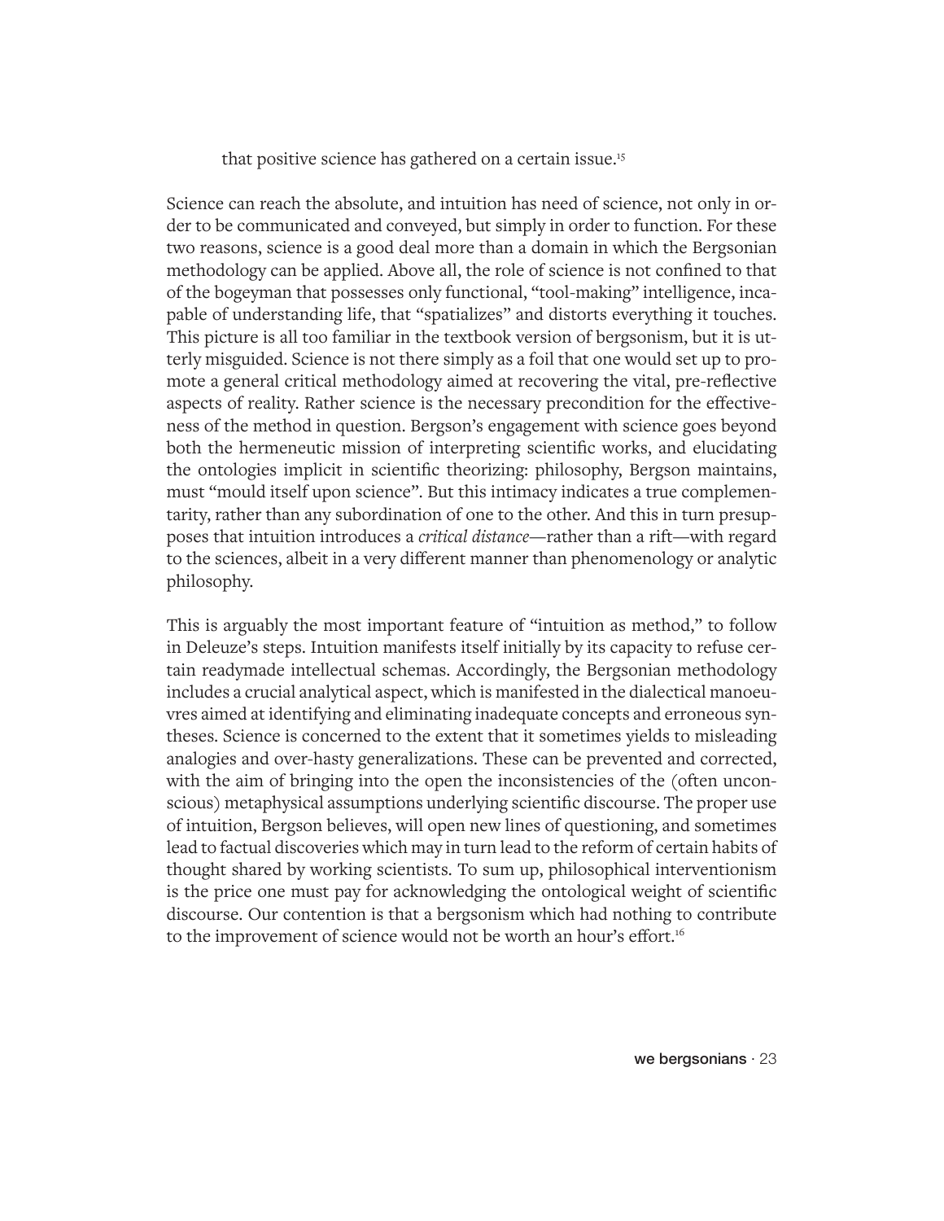that positive science has gathered on a certain issue.[15]

Science can reach the absolute, and intuition has need of science, not only in order to be communicated and conveyed, but simply in order to function. For these two reasons, science is a good deal more than a domain in which the Bergsonian methodology can be applied. Above all, the role of science is not confined to that of the bogeyman that possesses only functional, "tool-making" intelligence, incapable of understanding life, that "spatializes" and distorts everything it touches. This picture is all too familiar in the textbook version of bergsonism, but it is utterly misguided. Science is not there simply as a foil that one would set up to promote a general critical methodology aimed at recovering the vital, pre-reflective aspects of reality. Rather science is the necessary precondition for the effectiveness of the method in question. Bergson's engagement with science goes beyond both the hermeneutic mission of interpreting scientific works, and elucidating the ontologies implicit in scientific theorizing: philosophy, Bergson maintains, must "mould itself upon science". But this intimacy indicates a true complementarity, rather than any subordination of one to the other. And this in turn presupposes that intuition introduces a *critical distance*—rather than a rift—with regard to the sciences, albeit in a very different manner than phenomenology or analytic philosophy.

This is arguably the most important feature of "intuition as method," to follow in Deleuze's steps. Intuition manifests itself initially by its capacity to refuse certain readymade intellectual schemas. Accordingly, the Bergsonian methodology includes a crucial analytical aspect, which is manifested in the dialectical manoeuvres aimed at identifying and eliminating inadequate concepts and erroneous syntheses. Science is concerned to the extent that it sometimes yields to misleading analogies and over-hasty generalizations. These can be prevented and corrected, with the aim of bringing into the open the inconsistencies of the (often unconscious) metaphysical assumptions underlying scientific discourse. The proper use of intuition, Bergson believes, will open new lines of questioning, and sometimes lead to factual discoveries which may in turn lead to the reform of certain habits of thought shared by working scientists. To sum up, philosophical interventionism is the price one must pay for acknowledging the ontological weight of scientific discourse. Our contention is that a bergsonism which had nothing to contribute to the improvement of science would not be worth an hour's effort.[16]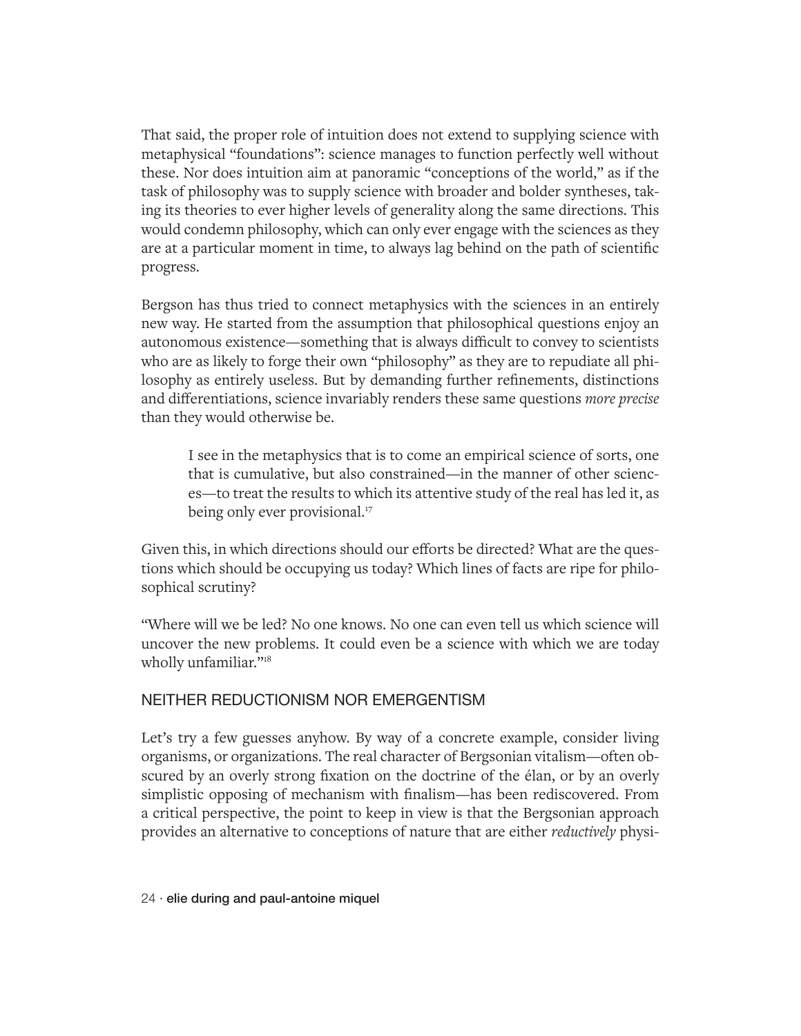That said, the proper role of intuition does not extend to supplying science with metaphysical "foundations": science manages to function perfectly well without these. Nor does intuition aim at panoramic "conceptions of the world," as if the task of philosophy was to supply science with broader and bolder syntheses, taking its theories to ever higher levels of generality along the same directions. This would condemn philosophy, which can only ever engage with the sciences as they are at a particular moment in time, to always lag behind on the path of scientific progress.

Bergson has thus tried to connect metaphysics with the sciences in an entirely new way. He started from the assumption that philosophical questions enjoy an autonomous existence—something that is always difficult to convey to scientists who are as likely to forge their own "philosophy" as they are to repudiate all philosophy as entirely useless. But by demanding further refinements, distinctions and differentiations, science invariably renders these same questions *more precise* than they would otherwise be.

> I see in the metaphysics that is to come an empirical science of sorts, one that is cumulative, but also constrained—in the manner of other sciences—to treat the results to which its attentive study of the real has led it, as being only ever provisional.[17]

Given this, in which directions should our efforts be directed? What are the questions which should be occupying us today? Which lines of facts are ripe for philosophical scrutiny?

"Where will we be led? No one knows. No one can even tell us which science will uncover the new problems. It could even be a science with which we are today wholly unfamiliar."[18]

## NEITHER REDUCTIONISM NOR EMERGENTISM

Let's try a few guesses anyhow. By way of a concrete example, consider living organisms, or organizations. The real character of Bergsonian vitalism—often obscured by an overly strong fixation on the doctrine of the élan, or by an overly simplistic opposing of mechanism with finalism—has been rediscovered. From a critical perspective, the point to keep in view is that the Bergsonian approach provides an alternative to conceptions of nature that are either *reductively* physi-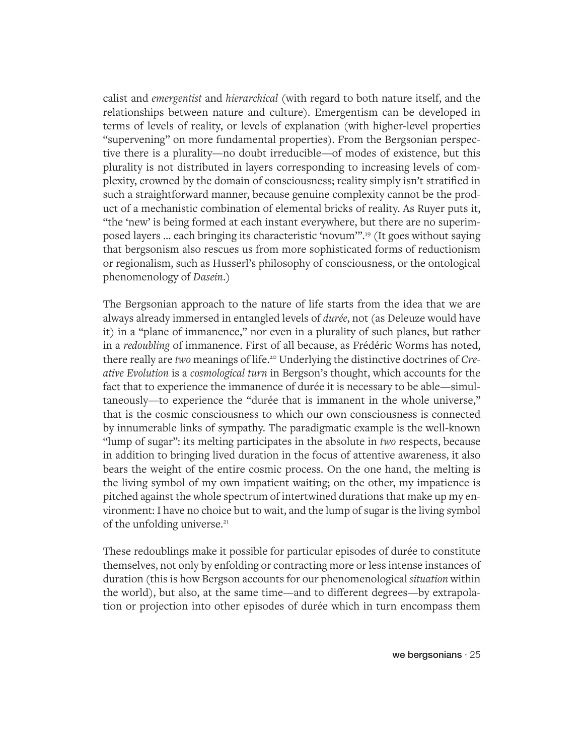calist and *emergentist* and *hierarchical* (with regard to both nature itself, and the relationships between nature and culture). Emergentism can be developed in terms of levels of reality, or levels of explanation (with higher-level properties "supervening" on more fundamental properties). From the Bergsonian perspective there is a plurality—no doubt irreducible—of modes of existence, but this plurality is not distributed in layers corresponding to increasing levels of complexity, crowned by the domain of consciousness; reality simply isn't stratified in such a straightforward manner, because genuine complexity cannot be the product of a mechanistic combination of elemental bricks of reality. As Ruyer puts it, "the 'new' is being formed at each instant everywhere, but there are no superimposed layers ... each bringing its characteristic 'novum'".[19] (It goes without saying that bergsonism also rescues us from more sophisticated forms of reductionism or regionalism, such as Husserl's philosophy of consciousness, or the ontological phenomenology of *Dasein*.)

The Bergsonian approach to the nature of life starts from the idea that we are always already immersed in entangled levels of *durée*, not (as Deleuze would have it) in a "plane of immanence," nor even in a plurality of such planes, but rather in a *redoubling* of immanence. First of all because, as Frédéric Worms has noted, there really are *two* meanings of life.[20] Underlying the distinctive doctrines of *Creative Evolution* is a *cosmological turn* in Bergson's thought, which accounts for the fact that to experience the immanence of durée it is necessary to be able—simultaneously—to experience the "durée that is immanent in the whole universe," that is the cosmic consciousness to which our own consciousness is connected by innumerable links of sympathy. The paradigmatic example is the well-known "lump of sugar": its melting participates in the absolute in *two* respects, because in addition to bringing lived duration in the focus of attentive awareness, it also bears the weight of the entire cosmic process. On the one hand, the melting is the living symbol of my own impatient waiting; on the other, my impatience is pitched against the whole spectrum of intertwined durations that make up my environment: I have no choice but to wait, and the lump of sugar is the living symbol of the unfolding universe.[21]

These redoublings make it possible for particular episodes of durée to constitute themselves, not only by enfolding or contracting more or less intense instances of duration (this is how Bergson accounts for our phenomenological *situation* within the world), but also, at the same time—and to different degrees—by extrapolation or projection into other episodes of durée which in turn encompass them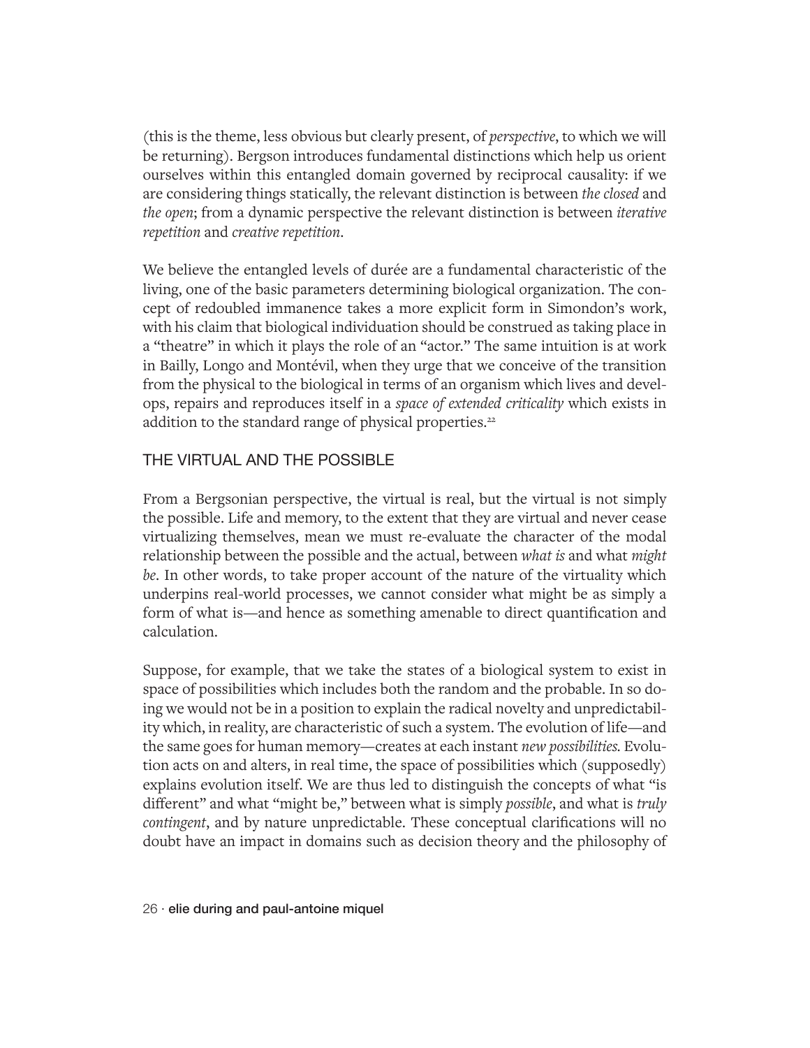(this is the theme, less obvious but clearly present, of *perspective*, to which we will be returning). Bergson introduces fundamental distinctions which help us orient ourselves within this entangled domain governed by reciprocal causality: if we are considering things statically, the relevant distinction is between *the closed* and *the open*; from a dynamic perspective the relevant distinction is between *iterative repetition* and *creative repetition*.

We believe the entangled levels of durée are a fundamental characteristic of the living, one of the basic parameters determining biological organization. The concept of redoubled immanence takes a more explicit form in Simondon's work, with his claim that biological individuation should be construed as taking place in a "theatre" in which it plays the role of an "actor." The same intuition is at work in Bailly, Longo and Montévil, when they urge that we conceive of the transition from the physical to the biological in terms of an organism which lives and develops, repairs and reproduces itself in a *space of extended criticality* which exists in addition to the standard range of physical properties.[22]

## THE VIRTUAL AND THE POSSIBLE

From a Bergsonian perspective, the virtual is real, but the virtual is not simply the possible. Life and memory, to the extent that they are virtual and never cease virtualizing themselves, mean we must re-evaluate the character of the modal relationship between the possible and the actual, between *what is* and what *might be*. In other words, to take proper account of the nature of the virtuality which underpins real-world processes, we cannot consider what might be as simply a form of what is—and hence as something amenable to direct quantification and calculation.

Suppose, for example, that we take the states of a biological system to exist in space of possibilities which includes both the random and the probable. In so doing we would not be in a position to explain the radical novelty and unpredictability which, in reality, are characteristic of such a system. The evolution of life—and the same goes for human memory—creates at each instant *new possibilities.* Evolution acts on and alters, in real time, the space of possibilities which (supposedly) explains evolution itself. We are thus led to distinguish the concepts of what "is different" and what "might be," between what is simply *possible*, and what is *truly contingent*, and by nature unpredictable. These conceptual clarifications will no doubt have an impact in domains such as decision theory and the philosophy of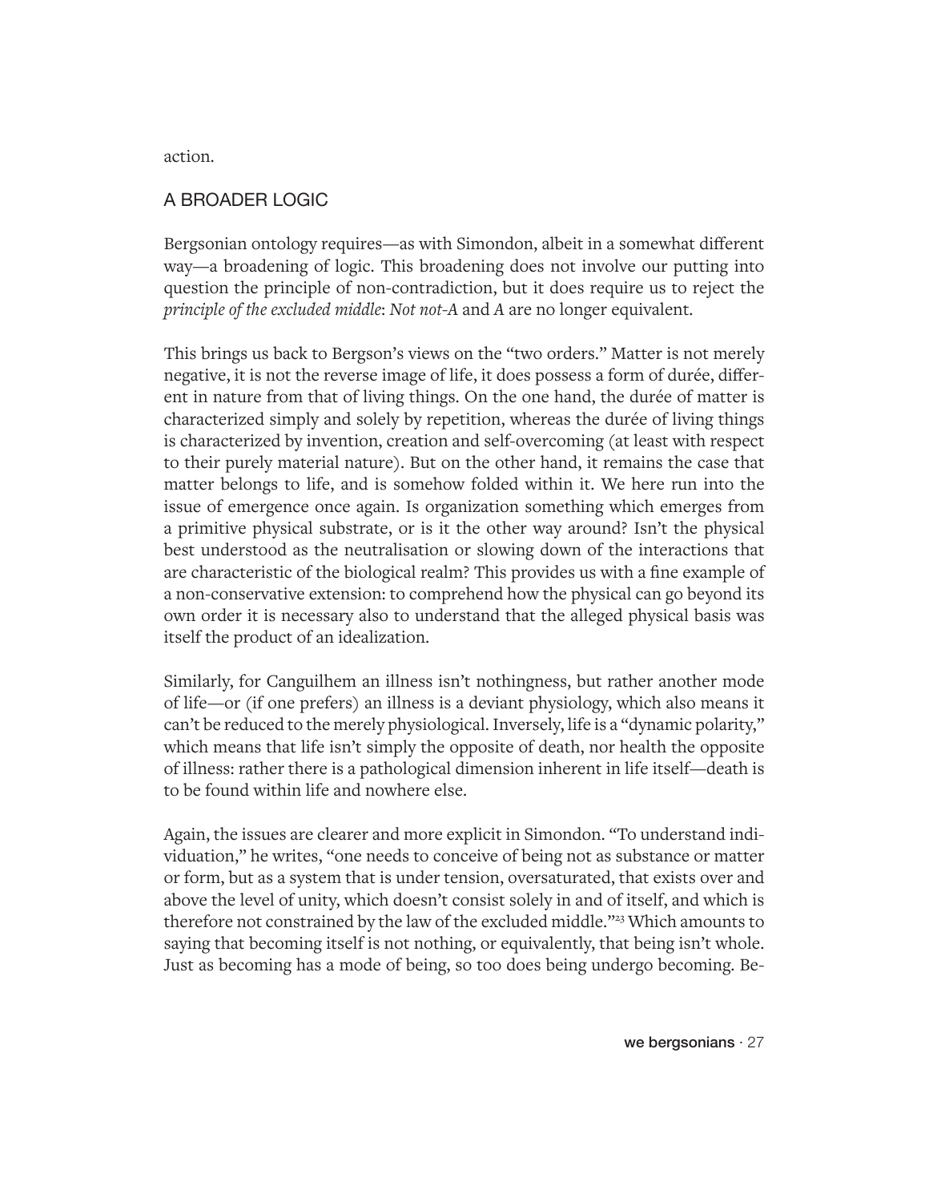action.

## A BROADER LOGIC

Bergsonian ontology requires—as with Simondon, albeit in a somewhat different way—a broadening of logic. This broadening does not involve our putting into question the principle of non-contradiction, but it does require us to reject the *principle of the excluded middle*: *Not not-A* and *A* are no longer equivalent.

This brings us back to Bergson's views on the "two orders." Matter is not merely negative, it is not the reverse image of life, it does possess a form of durée, different in nature from that of living things. On the one hand, the durée of matter is characterized simply and solely by repetition, whereas the durée of living things is characterized by invention, creation and self-overcoming (at least with respect to their purely material nature). But on the other hand, it remains the case that matter belongs to life, and is somehow folded within it. We here run into the issue of emergence once again. Is organization something which emerges from a primitive physical substrate, or is it the other way around? Isn't the physical best understood as the neutralisation or slowing down of the interactions that are characteristic of the biological realm? This provides us with a fine example of a non-conservative extension: to comprehend how the physical can go beyond its own order it is necessary also to understand that the alleged physical basis was itself the product of an idealization.

Similarly, for Canguilhem an illness isn't nothingness, but rather another mode of life—or (if one prefers) an illness is a deviant physiology, which also means it can't be reduced to the merely physiological. Inversely, life is a "dynamic polarity," which means that life isn't simply the opposite of death, nor health the opposite of illness: rather there is a pathological dimension inherent in life itself—death is to be found within life and nowhere else.

Again, the issues are clearer and more explicit in Simondon. "To understand individuation," he writes, "one needs to conceive of being not as substance or matter or form, but as a system that is under tension, oversaturated, that exists over and above the level of unity, which doesn't consist solely in and of itself, and which is therefore not constrained by the law of the excluded middle."[23] Which amounts to saying that becoming itself is not nothing, or equivalently, that being isn't whole. Just as becoming has a mode of being, so too does being undergo becoming. Be-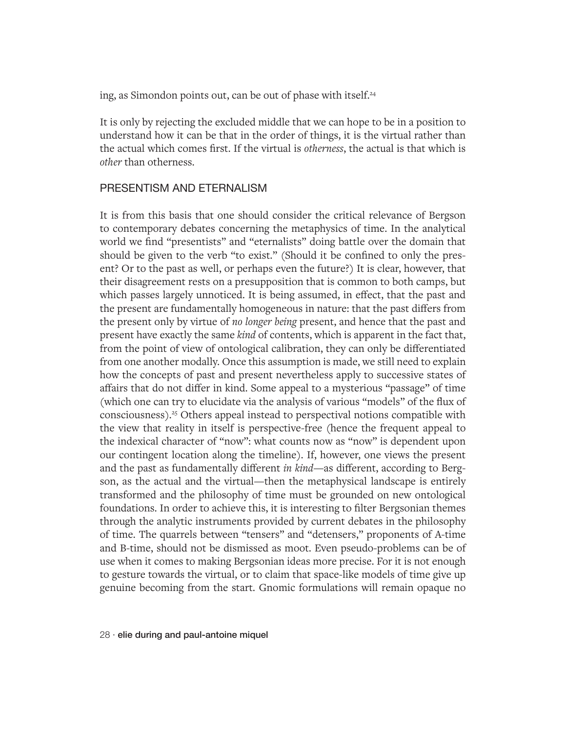ing, as Simondon points out, can be out of phase with itself.[24]

It is only by rejecting the excluded middle that we can hope to be in a position to understand how it can be that in the order of things, it is the virtual rather than the actual which comes first. If the virtual is *otherness*, the actual is that which is *other* than otherness.

## PRESENTISM AND ETERNALISM

It is from this basis that one should consider the critical relevance of Bergson to contemporary debates concerning the metaphysics of time. In the analytical world we find "presentists" and "eternalists" doing battle over the domain that should be given to the verb "to exist." (Should it be confined to only the present? Or to the past as well, or perhaps even the future?) It is clear, however, that their disagreement rests on a presupposition that is common to both camps, but which passes largely unnoticed. It is being assumed, in effect, that the past and the present are fundamentally homogeneous in nature: that the past differs from the present only by virtue of *no longer being* present, and hence that the past and present have exactly the same *kind* of contents, which is apparent in the fact that, from the point of view of ontological calibration, they can only be differentiated from one another modally. Once this assumption is made, we still need to explain how the concepts of past and present nevertheless apply to successive states of affairs that do not differ in kind. Some appeal to a mysterious "passage" of time (which one can try to elucidate via the analysis of various "models" of the flux of consciousness).[25] Others appeal instead to perspectival notions compatible with the view that reality in itself is perspective-free (hence the frequent appeal to the indexical character of "now": what counts now as "now" is dependent upon our contingent location along the timeline). If, however, one views the present and the past as fundamentally different *in kind*—as different, according to Bergson, as the actual and the virtual—then the metaphysical landscape is entirely transformed and the philosophy of time must be grounded on new ontological foundations. In order to achieve this, it is interesting to filter Bergsonian themes through the analytic instruments provided by current debates in the philosophy of time. The quarrels between "tensers" and "detensers," proponents of A-time and B-time, should not be dismissed as moot. Even pseudo-problems can be of use when it comes to making Bergsonian ideas more precise. For it is not enough to gesture towards the virtual, or to claim that space-like models of time give up genuine becoming from the start. Gnomic formulations will remain opaque no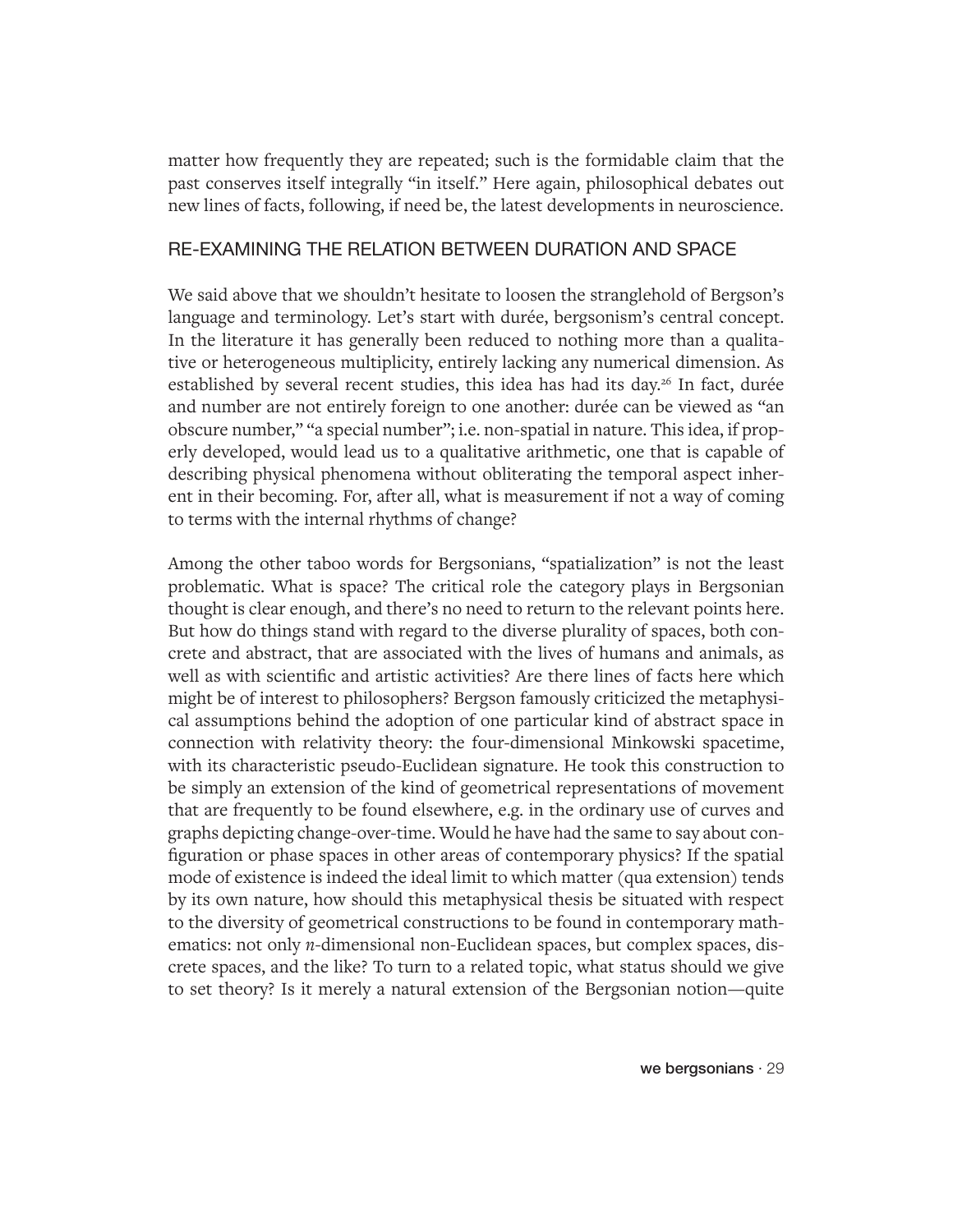matter how frequently they are repeated; such is the formidable claim that the past conserves itself integrally "in itself." Here again, philosophical debates out new lines of facts, following, if need be, the latest developments in neuroscience.

## RE-EXAMINING THE RELATION BETWEEN DURATION AND SPACE

We said above that we shouldn't hesitate to loosen the stranglehold of Bergson's language and terminology. Let's start with durée, bergsonism's central concept. In the literature it has generally been reduced to nothing more than a qualitative or heterogeneous multiplicity, entirely lacking any numerical dimension. As established by several recent studies, this idea has had its day.[26] In fact, durée and number are not entirely foreign to one another: durée can be viewed as "an obscure number," "a special number"; i.e. non-spatial in nature. This idea, if properly developed, would lead us to a qualitative arithmetic, one that is capable of describing physical phenomena without obliterating the temporal aspect inherent in their becoming. For, after all, what is measurement if not a way of coming to terms with the internal rhythms of change?

Among the other taboo words for Bergsonians, "spatialization" is not the least problematic. What is space? The critical role the category plays in Bergsonian thought is clear enough, and there's no need to return to the relevant points here. But how do things stand with regard to the diverse plurality of spaces, both concrete and abstract, that are associated with the lives of humans and animals, as well as with scientific and artistic activities? Are there lines of facts here which might be of interest to philosophers? Bergson famously criticized the metaphysical assumptions behind the adoption of one particular kind of abstract space in connection with relativity theory: the four-dimensional Minkowski spacetime, with its characteristic pseudo-Euclidean signature. He took this construction to be simply an extension of the kind of geometrical representations of movement that are frequently to be found elsewhere, e.g. in the ordinary use of curves and graphs depicting change-over-time. Would he have had the same to say about configuration or phase spaces in other areas of contemporary physics? If the spatial mode of existence is indeed the ideal limit to which matter (qua extension) tends by its own nature, how should this metaphysical thesis be situated with respect to the diversity of geometrical constructions to be found in contemporary mathematics: not only *n*-dimensional non-Euclidean spaces, but complex spaces, discrete spaces, and the like? To turn to a related topic, what status should we give to set theory? Is it merely a natural extension of the Bergsonian notion—quite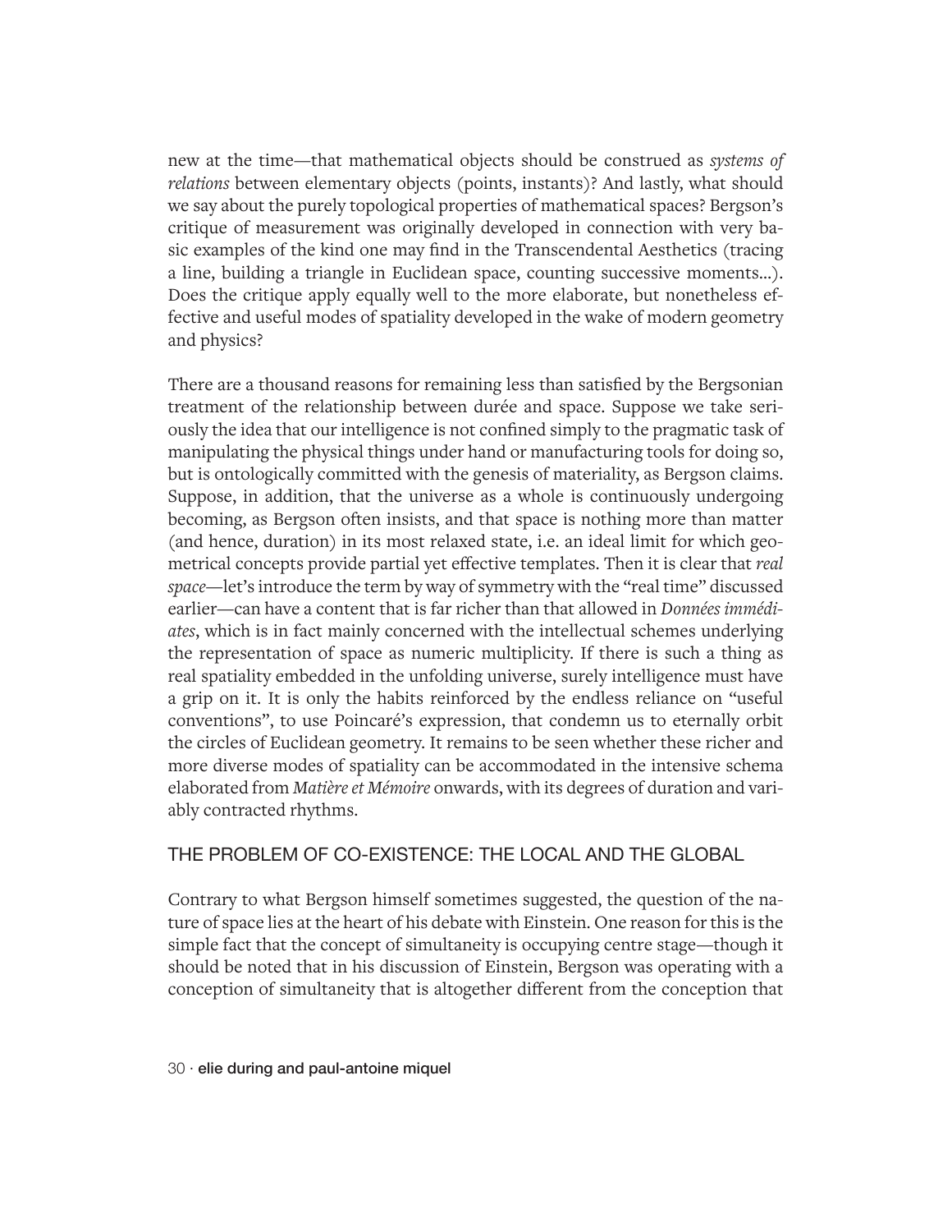new at the time—that mathematical objects should be construed as *systems of relations* between elementary objects (points, instants)? And lastly, what should we say about the purely topological properties of mathematical spaces? Bergson's critique of measurement was originally developed in connection with very basic examples of the kind one may find in the Transcendental Aesthetics (tracing a line, building a triangle in Euclidean space, counting successive moments…). Does the critique apply equally well to the more elaborate, but nonetheless effective and useful modes of spatiality developed in the wake of modern geometry and physics?

There are a thousand reasons for remaining less than satisfied by the Bergsonian treatment of the relationship between durée and space. Suppose we take seriously the idea that our intelligence is not confined simply to the pragmatic task of manipulating the physical things under hand or manufacturing tools for doing so, but is ontologically committed with the genesis of materiality, as Bergson claims. Suppose, in addition, that the universe as a whole is continuously undergoing becoming, as Bergson often insists, and that space is nothing more than matter (and hence, duration) in its most relaxed state, i.e. an ideal limit for which geometrical concepts provide partial yet effective templates. Then it is clear that *real space*—let's introduce the term by way of symmetry with the "real time" discussed earlier—can have a content that is far richer than that allowed in *Données immédiates*, which is in fact mainly concerned with the intellectual schemes underlying the representation of space as numeric multiplicity. If there is such a thing as real spatiality embedded in the unfolding universe, surely intelligence must have a grip on it. It is only the habits reinforced by the endless reliance on "useful conventions", to use Poincaré's expression, that condemn us to eternally orbit the circles of Euclidean geometry. It remains to be seen whether these richer and more diverse modes of spatiality can be accommodated in the intensive schema elaborated from *Matière et Mémoire* onwards, with its degrees of duration and variably contracted rhythms.

## THE PROBLEM OF CO-EXISTENCE: THE LOCAL AND THE GLOBAL

Contrary to what Bergson himself sometimes suggested, the question of the nature of space lies at the heart of his debate with Einstein. One reason for this is the simple fact that the concept of simultaneity is occupying centre stage—though it should be noted that in his discussion of Einstein, Bergson was operating with a conception of simultaneity that is altogether different from the conception that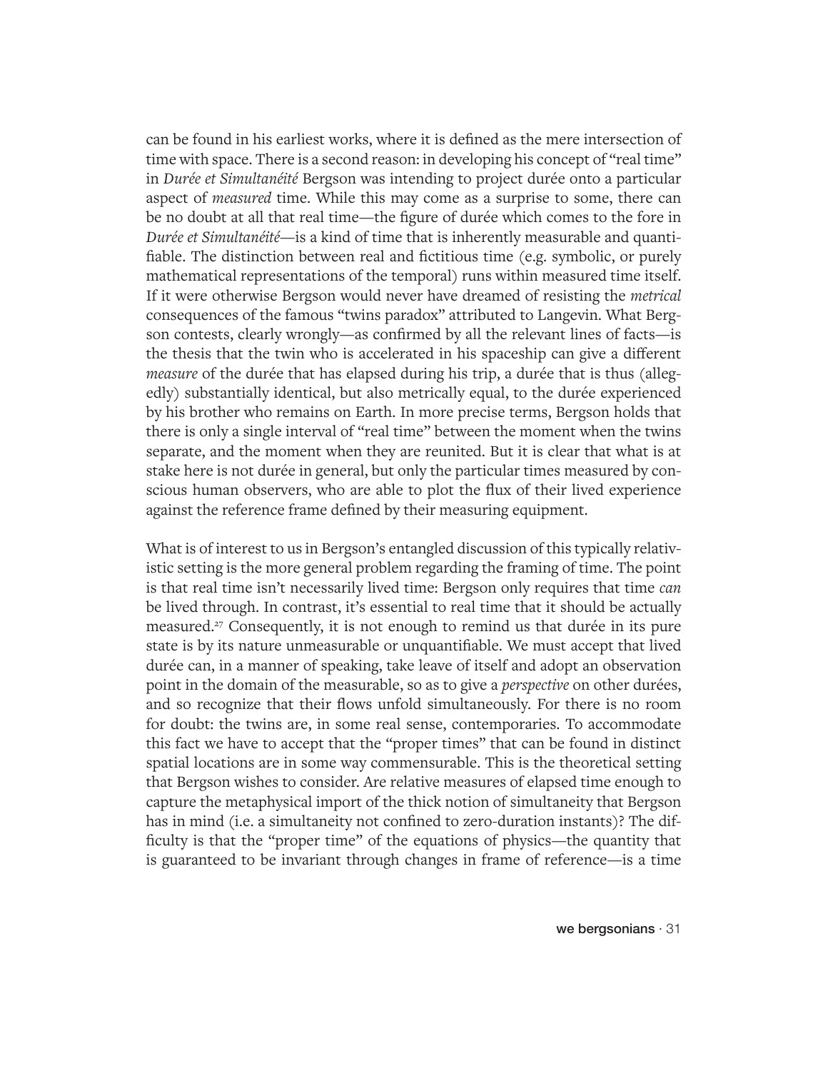can be found in his earliest works, where it is defined as the mere intersection of time with space. There is a second reason: in developing his concept of "real time" in *Durée et Simultanéité* Bergson was intending to project durée onto a particular aspect of *measured* time. While this may come as a surprise to some, there can be no doubt at all that real time—the figure of durée which comes to the fore in *Durée et Simultanéité*—is a kind of time that is inherently measurable and quantifiable. The distinction between real and fictitious time (e.g. symbolic, or purely mathematical representations of the temporal) runs within measured time itself. If it were otherwise Bergson would never have dreamed of resisting the *metrical* consequences of the famous "twins paradox" attributed to Langevin. What Bergson contests, clearly wrongly—as confirmed by all the relevant lines of facts—is the thesis that the twin who is accelerated in his spaceship can give a different *measure* of the durée that has elapsed during his trip, a durée that is thus (allegedly) substantially identical, but also metrically equal, to the durée experienced by his brother who remains on Earth. In more precise terms, Bergson holds that there is only a single interval of "real time" between the moment when the twins separate, and the moment when they are reunited. But it is clear that what is at stake here is not durée in general, but only the particular times measured by conscious human observers, who are able to plot the flux of their lived experience against the reference frame defined by their measuring equipment.

What is of interest to us in Bergson's entangled discussion of this typically relativistic setting is the more general problem regarding the framing of time. The point is that real time isn't necessarily lived time: Bergson only requires that time *can* be lived through. In contrast, it's essential to real time that it should be actually measured.[27] Consequently, it is not enough to remind us that durée in its pure state is by its nature unmeasurable or unquantifiable. We must accept that lived durée can, in a manner of speaking, take leave of itself and adopt an observation point in the domain of the measurable, so as to give a *perspective* on other durées, and so recognize that their flows unfold simultaneously. For there is no room for doubt: the twins are, in some real sense, contemporaries. To accommodate this fact we have to accept that the "proper times" that can be found in distinct spatial locations are in some way commensurable. This is the theoretical setting that Bergson wishes to consider. Are relative measures of elapsed time enough to capture the metaphysical import of the thick notion of simultaneity that Bergson has in mind (i.e. a simultaneity not confined to zero-duration instants)? The difficulty is that the "proper time" of the equations of physics—the quantity that is guaranteed to be invariant through changes in frame of reference—is a time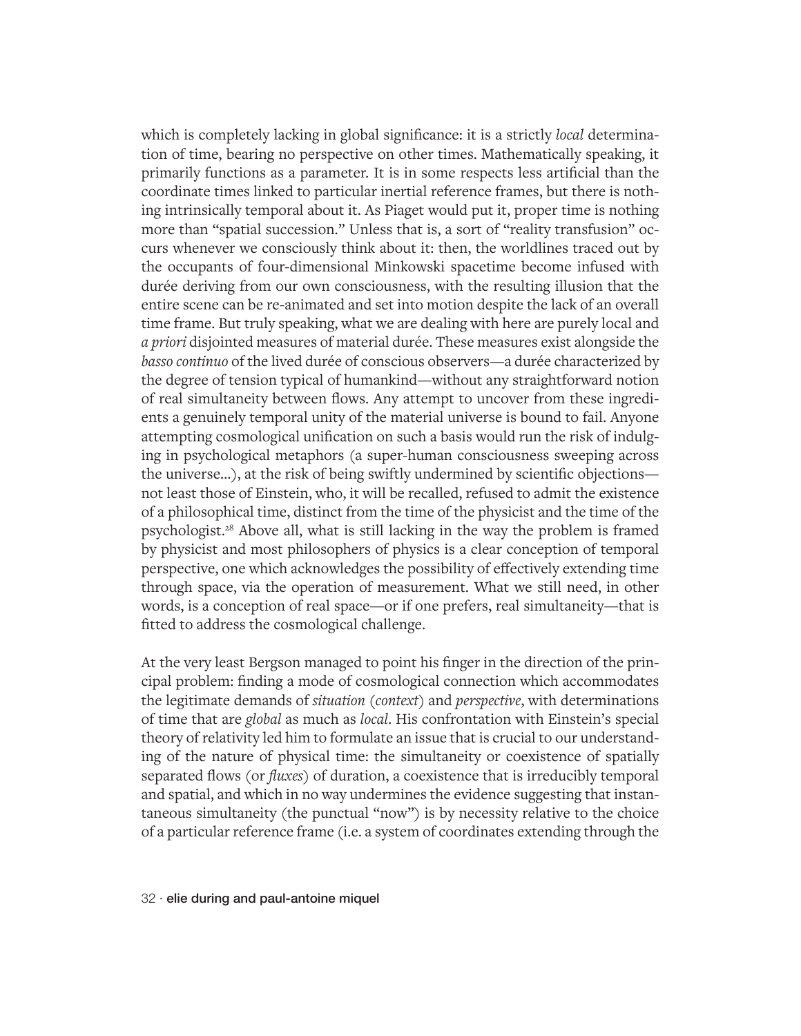which is completely lacking in global significance: it is a strictly *local* determination of time, bearing no perspective on other times. Mathematically speaking, it primarily functions as a parameter. It is in some respects less artificial than the coordinate times linked to particular inertial reference frames, but there is nothing intrinsically temporal about it. As Piaget would put it, proper time is nothing more than "spatial succession." Unless that is, a sort of "reality transfusion" occurs whenever we consciously think about it: then, the worldlines traced out by the occupants of four-dimensional Minkowski spacetime become infused with durée deriving from our own consciousness, with the resulting illusion that the entire scene can be re-animated and set into motion despite the lack of an overall time frame. But truly speaking, what we are dealing with here are purely local and *a priori* disjointed measures of material durée. These measures exist alongside the *basso continuo* of the lived durée of conscious observers—a durée characterized by the degree of tension typical of humankind—without any straightforward notion of real simultaneity between flows. Any attempt to uncover from these ingredients a genuinely temporal unity of the material universe is bound to fail. Anyone attempting cosmological unification on such a basis would run the risk of indulging in psychological metaphors (a super-human consciousness sweeping across the universe…), at the risk of being swiftly undermined by scientific objections—not least those of Einstein, who, it will be recalled, refused to admit the existence of a philosophical time, distinct from the time of the physicist and the time of the psychologist.[28] Above all, what is still lacking in the way the problem is framed by physicist and most philosophers of physics is a clear conception of temporal perspective, one which acknowledges the possibility of effectively extending time through space, via the operation of measurement. What we still need, in other words, is a conception of real space—or if one prefers, real simultaneity—that is fitted to address the cosmological challenge.

At the very least Bergson managed to point his finger in the direction of the principal problem: finding a mode of cosmological connection which accommodates the legitimate demands of *situation* (*context*) and *perspective*, with determinations of time that are *global* as much as *local*. His confrontation with Einstein's special theory of relativity led him to formulate an issue that is crucial to our understanding of the nature of physical time: the simultaneity or coexistence of spatially separated flows (or *fluxes*) of duration, a coexistence that is irreducibly temporal and spatial, and which in no way undermines the evidence suggesting that instantaneous simultaneity (the punctual "now") is by necessity relative to the choice of a particular reference frame (i.e. a system of coordinates extending through the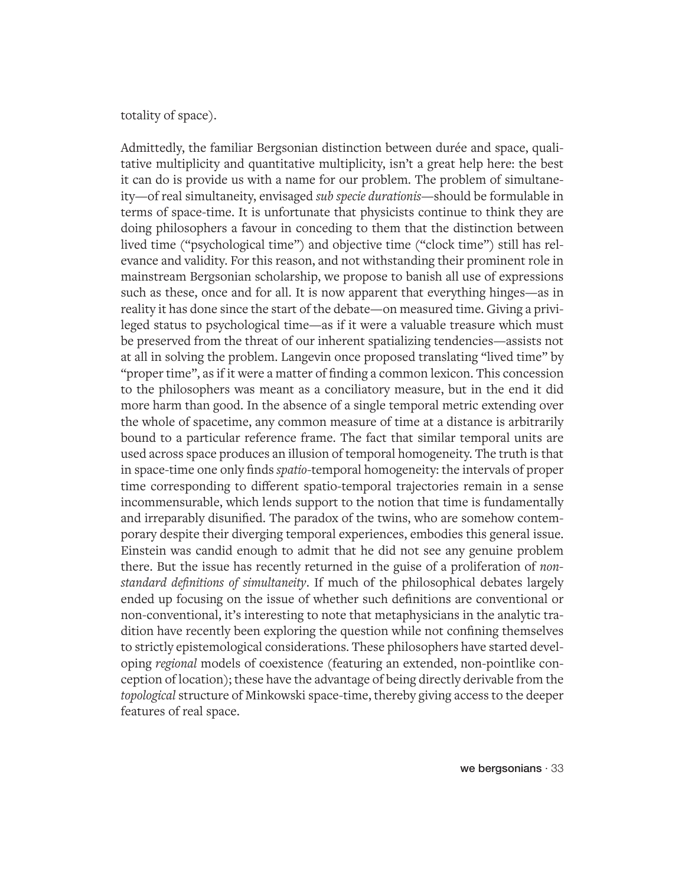totality of space).

Admittedly, the familiar Bergsonian distinction between durée and space, qualitative multiplicity and quantitative multiplicity, isn't a great help here: the best it can do is provide us with a name for our problem. The problem of simultaneity—of real simultaneity, envisaged *sub specie durationis*—should be formulable in terms of space-time. It is unfortunate that physicists continue to think they are doing philosophers a favour in conceding to them that the distinction between lived time ("psychological time") and objective time ("clock time") still has relevance and validity. For this reason, and not withstanding their prominent role in mainstream Bergsonian scholarship, we propose to banish all use of expressions such as these, once and for all. It is now apparent that everything hinges—as in reality it has done since the start of the debate—on measured time. Giving a privileged status to psychological time—as if it were a valuable treasure which must be preserved from the threat of our inherent spatializing tendencies—assists not at all in solving the problem. Langevin once proposed translating "lived time" by "proper time", as if it were a matter of finding a common lexicon. This concession to the philosophers was meant as a conciliatory measure, but in the end it did more harm than good. In the absence of a single temporal metric extending over the whole of spacetime, any common measure of time at a distance is arbitrarily bound to a particular reference frame. The fact that similar temporal units are used across space produces an illusion of temporal homogeneity. The truth is that in space-time one only finds *spatio*-temporal homogeneity: the intervals of proper time corresponding to different spatio-temporal trajectories remain in a sense incommensurable, which lends support to the notion that time is fundamentally and irreparably disunified. The paradox of the twins, who are somehow contemporary despite their diverging temporal experiences, embodies this general issue. Einstein was candid enough to admit that he did not see any genuine problem there. But the issue has recently returned in the guise of a proliferation of *non-standard definitions of simultaneity*. If much of the philosophical debates largely ended up focusing on the issue of whether such definitions are conventional or non-conventional, it's interesting to note that metaphysicians in the analytic tradition have recently been exploring the question while not confining themselves to strictly epistemological considerations. These philosophers have started developing *regional* models of coexistence (featuring an extended, non-pointlike conception of location); these have the advantage of being directly derivable from the *topological* structure of Minkowski space-time, thereby giving access to the deeper features of real space.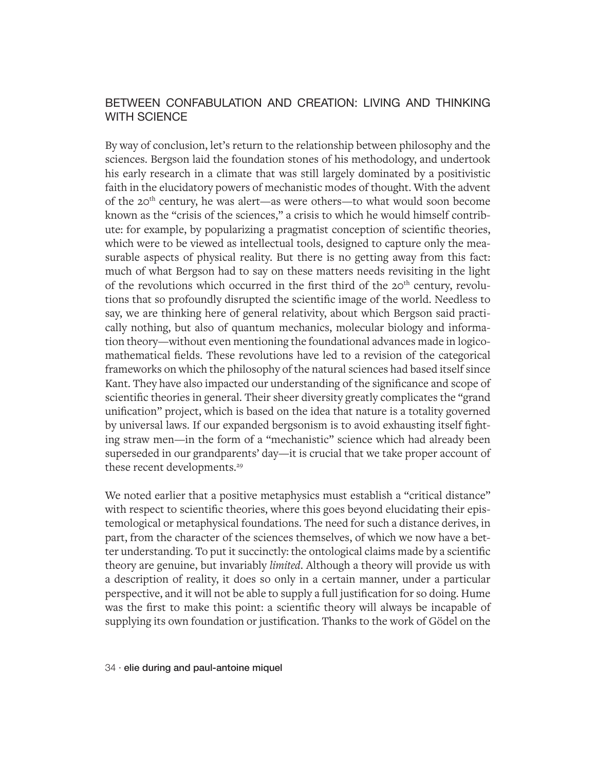## BETWEEN CONFABULATION AND CREATION: LIVING AND THINKING WITH SCIENCE

By way of conclusion, let's return to the relationship between philosophy and the sciences. Bergson laid the foundation stones of his methodology, and undertook his early research in a climate that was still largely dominated by a positivistic faith in the elucidatory powers of mechanistic modes of thought. With the advent of the 20th century, he was alert—as were others—to what would soon become known as the "crisis of the sciences," a crisis to which he would himself contribute: for example, by popularizing a pragmatist conception of scientific theories, which were to be viewed as intellectual tools, designed to capture only the measurable aspects of physical reality. But there is no getting away from this fact: much of what Bergson had to say on these matters needs revisiting in the light of the revolutions which occurred in the first third of the 20th century, revolutions that so profoundly disrupted the scientific image of the world. Needless to say, we are thinking here of general relativity, about which Bergson said practically nothing, but also of quantum mechanics, molecular biology and information theory—without even mentioning the foundational advances made in logicomathematical fields. These revolutions have led to a revision of the categorical frameworks on which the philosophy of the natural sciences had based itself since Kant. They have also impacted our understanding of the significance and scope of scientific theories in general. Their sheer diversity greatly complicates the "grand unification" project, which is based on the idea that nature is a totality governed by universal laws. If our expanded bergsonism is to avoid exhausting itself fighting straw men—in the form of a "mechanistic" science which had already been superseded in our grandparents' day—it is crucial that we take proper account of these recent developments.[29]

We noted earlier that a positive metaphysics must establish a "critical distance" with respect to scientific theories, where this goes beyond elucidating their epistemological or metaphysical foundations. The need for such a distance derives, in part, from the character of the sciences themselves, of which we now have a better understanding. To put it succinctly: the ontological claims made by a scientific theory are genuine, but invariably *limited*. Although a theory will provide us with a description of reality, it does so only in a certain manner, under a particular perspective, and it will not be able to supply a full justification for so doing. Hume was the first to make this point: a scientific theory will always be incapable of supplying its own foundation or justification. Thanks to the work of Gödel on the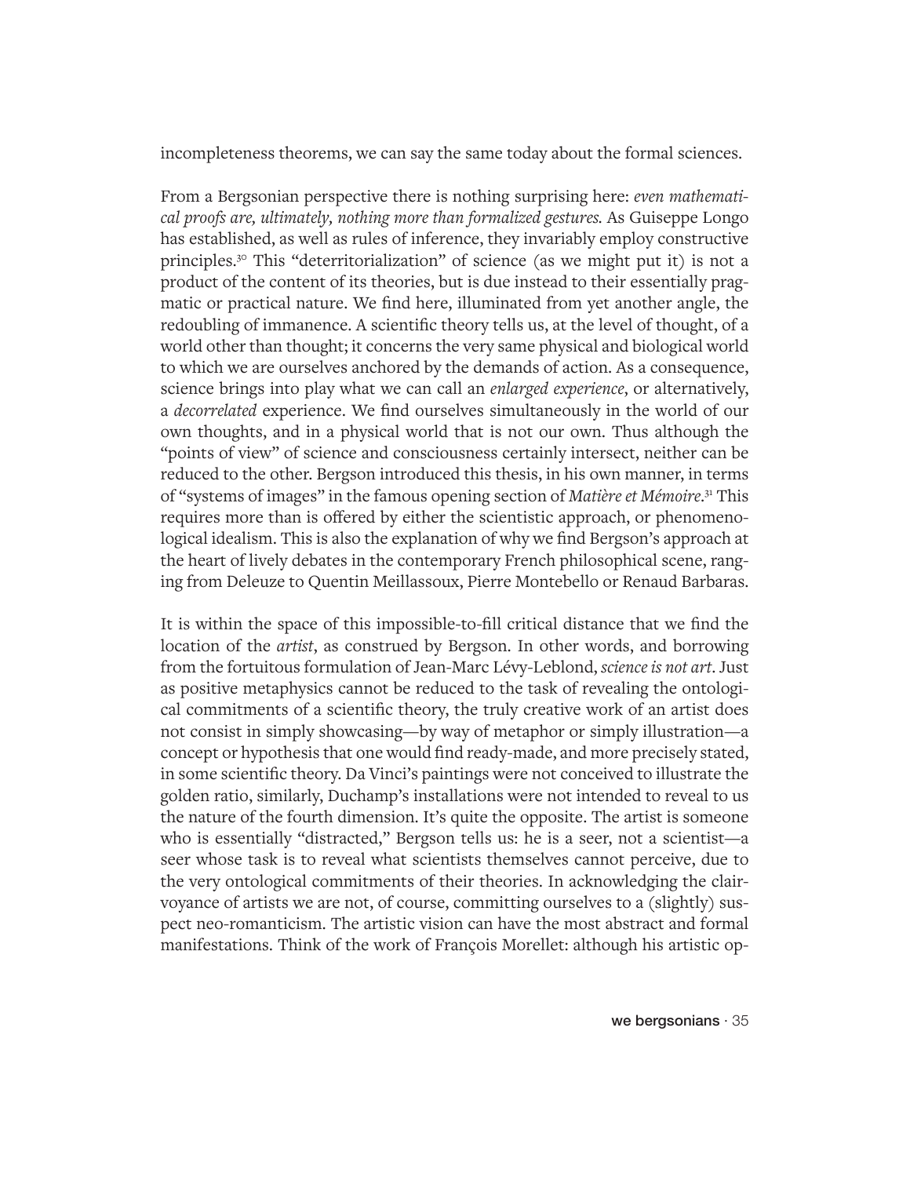incompleteness theorems, we can say the same today about the formal sciences.

From a Bergsonian perspective there is nothing surprising here: *even mathematical proofs are, ultimately, nothing more than formalized gestures.* As Guiseppe Longo has established, as well as rules of inference, they invariably employ constructive principles.[30] This "deterritorialization" of science (as we might put it) is not a product of the content of its theories, but is due instead to their essentially pragmatic or practical nature. We find here, illuminated from yet another angle, the redoubling of immanence. A scientific theory tells us, at the level of thought, of a world other than thought; it concerns the very same physical and biological world to which we are ourselves anchored by the demands of action. As a consequence, science brings into play what we can call an *enlarged experience*, or alternatively, a *decorrelated* experience. We find ourselves simultaneously in the world of our own thoughts, and in a physical world that is not our own. Thus although the "points of view" of science and consciousness certainly intersect, neither can be reduced to the other. Bergson introduced this thesis, in his own manner, in terms of "systems of images" in the famous opening section of *Matière et Mémoire*.[31] This requires more than is offered by either the scientistic approach, or phenomenological idealism. This is also the explanation of why we find Bergson's approach at the heart of lively debates in the contemporary French philosophical scene, ranging from Deleuze to Quentin Meillassoux, Pierre Montebello or Renaud Barbaras.

It is within the space of this impossible-to-fill critical distance that we find the location of the *artist*, as construed by Bergson. In other words, and borrowing from the fortuitous formulation of Jean-Marc Lévy-Leblond, *science is not art*. Just as positive metaphysics cannot be reduced to the task of revealing the ontological commitments of a scientific theory, the truly creative work of an artist does not consist in simply showcasing—by way of metaphor or simply illustration—a concept or hypothesis that one would find ready-made, and more precisely stated, in some scientific theory. Da Vinci's paintings were not conceived to illustrate the golden ratio, similarly, Duchamp's installations were not intended to reveal to us the nature of the fourth dimension. It's quite the opposite. The artist is someone who is essentially "distracted," Bergson tells us: he is a seer, not a scientist—a seer whose task is to reveal what scientists themselves cannot perceive, due to the very ontological commitments of their theories. In acknowledging the clairvoyance of artists we are not, of course, committing ourselves to a (slightly) suspect neo-romanticism. The artistic vision can have the most abstract and formal manifestations. Think of the work of François Morellet: although his artistic op-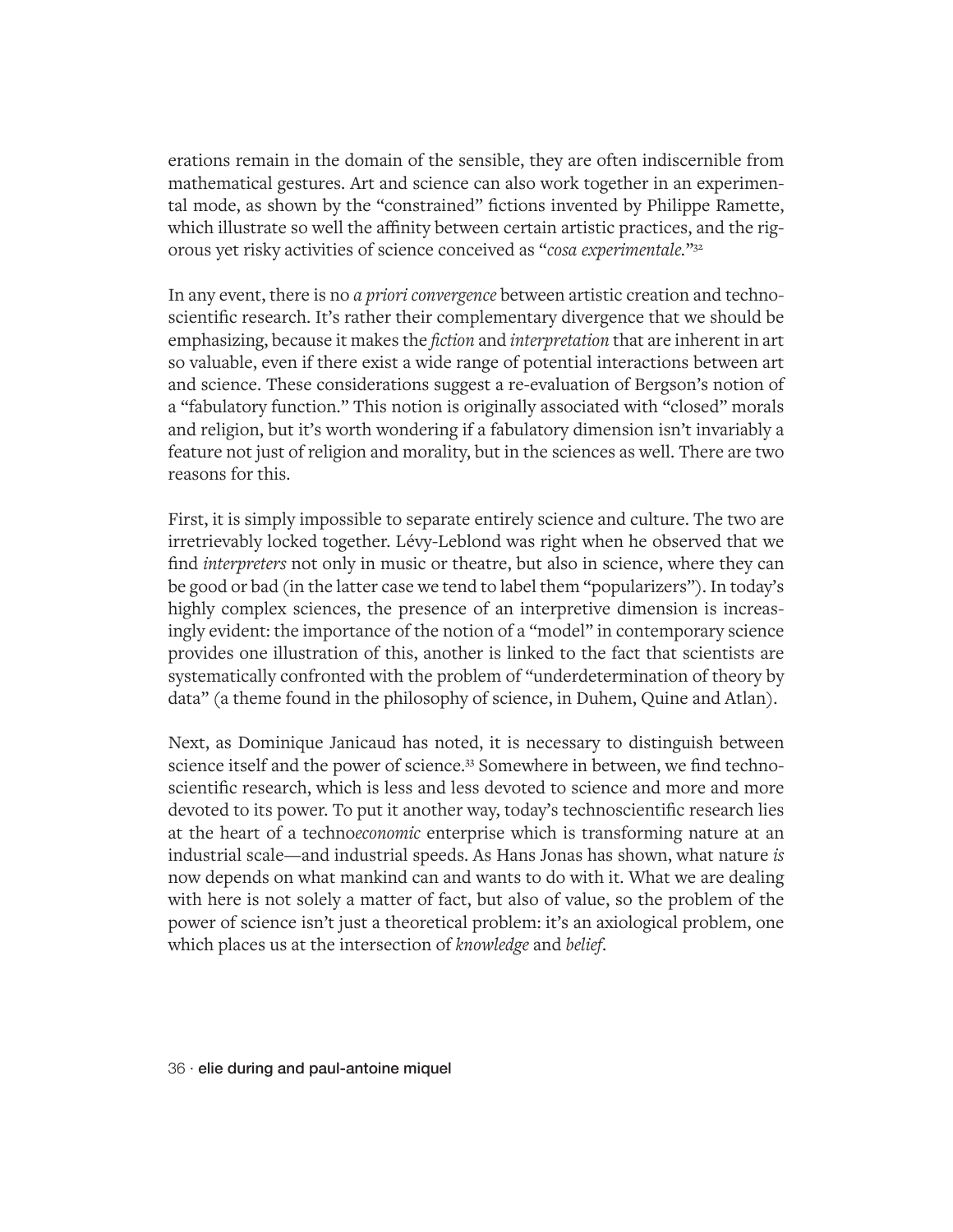erations remain in the domain of the sensible, they are often indiscernible from mathematical gestures. Art and science can also work together in an experimental mode, as shown by the "constrained" fictions invented by Philippe Ramette, which illustrate so well the affinity between certain artistic practices, and the rigorous yet risky activities of science conceived as "*cosa experimentale*."[32]

In any event, there is no *a priori convergence* between artistic creation and technoscientific research. It's rather their complementary divergence that we should be emphasizing, because it makes the *fiction* and *interpretation* that are inherent in art so valuable, even if there exist a wide range of potential interactions between art and science. These considerations suggest a re-evaluation of Bergson's notion of a "fabulatory function." This notion is originally associated with "closed" morals and religion, but it's worth wondering if a fabulatory dimension isn't invariably a feature not just of religion and morality, but in the sciences as well. There are two reasons for this.

First, it is simply impossible to separate entirely science and culture. The two are irretrievably locked together. Lévy-Leblond was right when he observed that we find *interpreters* not only in music or theatre, but also in science, where they can be good or bad (in the latter case we tend to label them "popularizers"). In today's highly complex sciences, the presence of an interpretive dimension is increasingly evident: the importance of the notion of a "model" in contemporary science provides one illustration of this, another is linked to the fact that scientists are systematically confronted with the problem of "underdetermination of theory by data" (a theme found in the philosophy of science, in Duhem, Quine and Atlan).

Next, as Dominique Janicaud has noted, it is necessary to distinguish between science itself and the power of science.[33] Somewhere in between, we find technoscientific research, which is less and less devoted to science and more and more devoted to its power. To put it another way, today's technoscientific research lies at the heart of a techno*economic* enterprise which is transforming nature at an industrial scale—and industrial speeds. As Hans Jonas has shown, what nature *is* now depends on what mankind can and wants to do with it. What we are dealing with here is not solely a matter of fact, but also of value, so the problem of the power of science isn't just a theoretical problem: it's an axiological problem, one which places us at the intersection of *knowledge* and *belief*.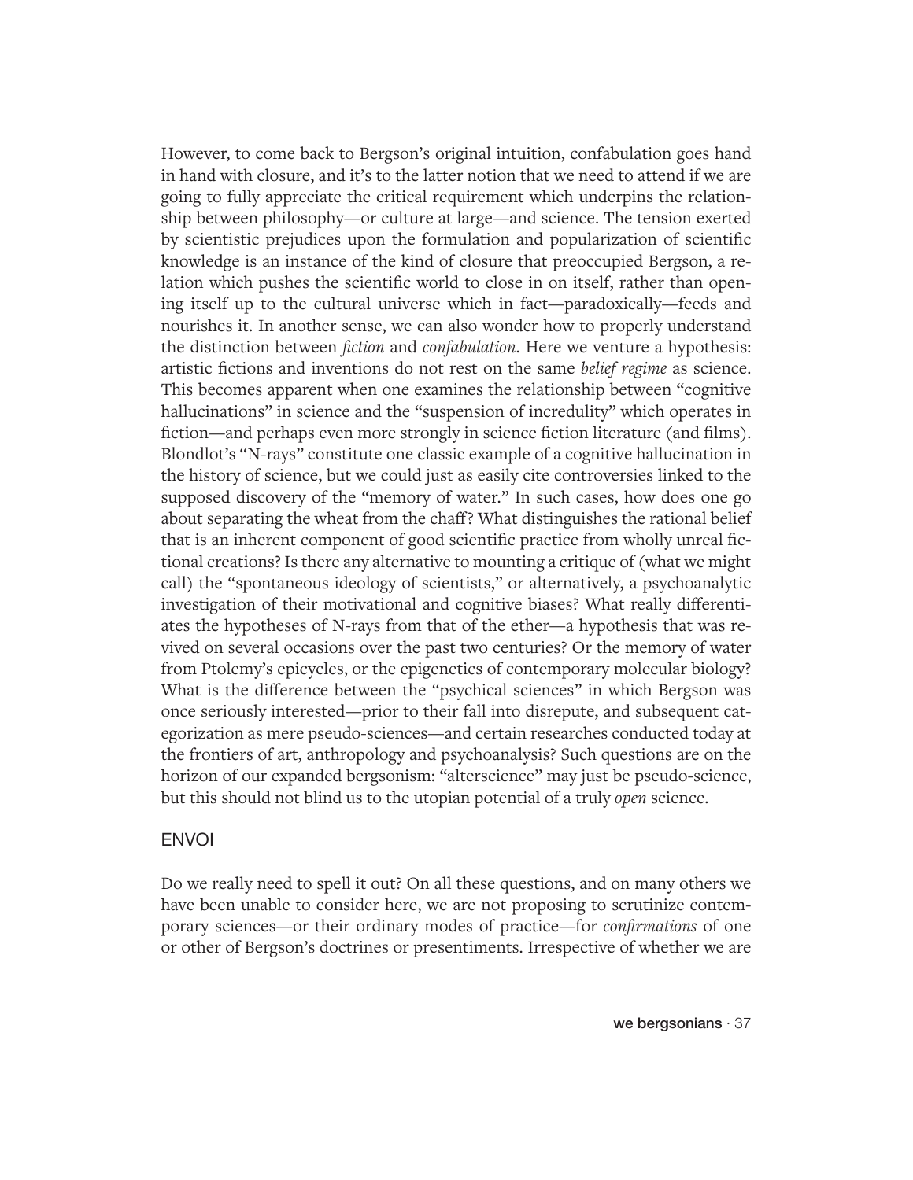However, to come back to Bergson's original intuition, confabulation goes hand in hand with closure, and it's to the latter notion that we need to attend if we are going to fully appreciate the critical requirement which underpins the relationship between philosophy—or culture at large—and science. The tension exerted by scientistic prejudices upon the formulation and popularization of scientific knowledge is an instance of the kind of closure that preoccupied Bergson, a relation which pushes the scientific world to close in on itself, rather than opening itself up to the cultural universe which in fact—paradoxically—feeds and nourishes it. In another sense, we can also wonder how to properly understand the distinction between *fiction* and *confabulation*. Here we venture a hypothesis: artistic fictions and inventions do not rest on the same *belief regime* as science. This becomes apparent when one examines the relationship between "cognitive hallucinations" in science and the "suspension of incredulity" which operates in fiction—and perhaps even more strongly in science fiction literature (and films). Blondlot's "N-rays" constitute one classic example of a cognitive hallucination in the history of science, but we could just as easily cite controversies linked to the supposed discovery of the "memory of water." In such cases, how does one go about separating the wheat from the chaff? What distinguishes the rational belief that is an inherent component of good scientific practice from wholly unreal fictional creations? Is there any alternative to mounting a critique of (what we might call) the "spontaneous ideology of scientists," or alternatively, a psychoanalytic investigation of their motivational and cognitive biases? What really differentiates the hypotheses of N-rays from that of the ether—a hypothesis that was revived on several occasions over the past two centuries? Or the memory of water from Ptolemy's epicycles, or the epigenetics of contemporary molecular biology? What is the difference between the "psychical sciences" in which Bergson was once seriously interested—prior to their fall into disrepute, and subsequent categorization as mere pseudo-sciences—and certain researches conducted today at the frontiers of art, anthropology and psychoanalysis? Such questions are on the horizon of our expanded bergsonism: "alterscience" may just be pseudo-science, but this should not blind us to the utopian potential of a truly *open* science.

## ENVOI

Do we really need to spell it out? On all these questions, and on many others we have been unable to consider here, we are not proposing to scrutinize contemporary sciences—or their ordinary modes of practice—for *confirmations* of one or other of Bergson's doctrines or presentiments. Irrespective of whether we are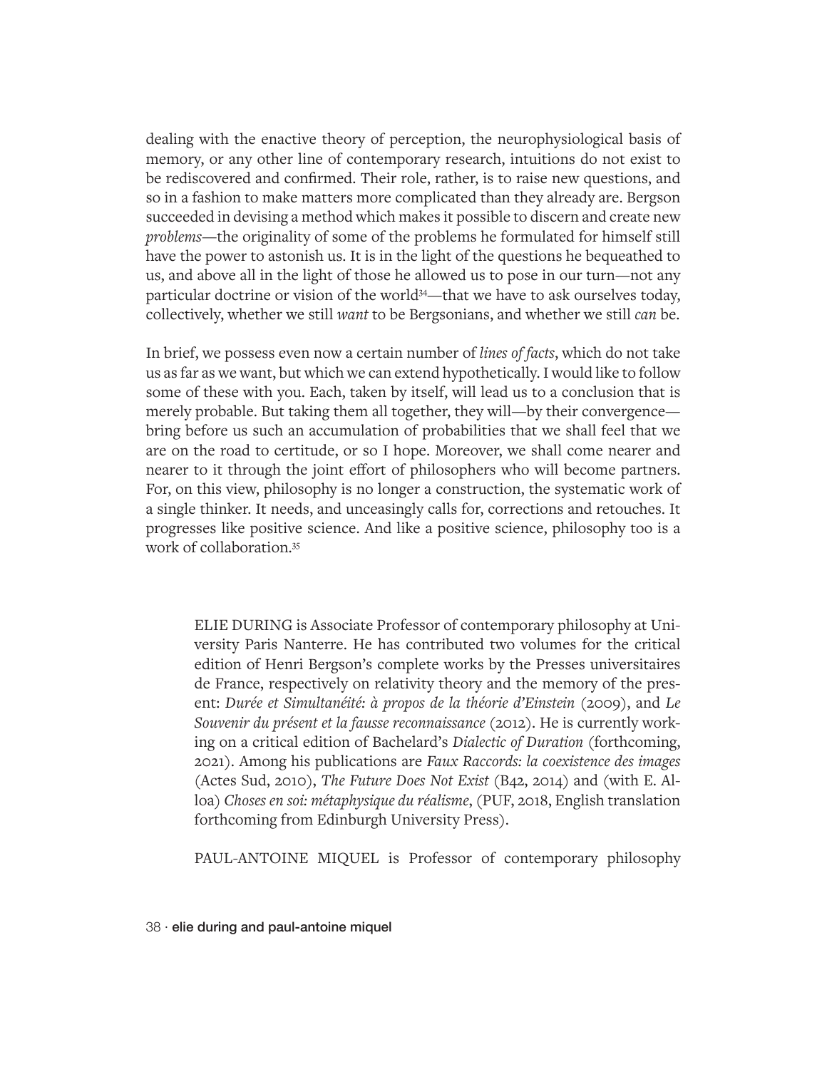dealing with the enactive theory of perception, the neurophysiological basis of memory, or any other line of contemporary research, intuitions do not exist to be rediscovered and confirmed. Their role, rather, is to raise new questions, and so in a fashion to make matters more complicated than they already are. Bergson succeeded in devising a method which makes it possible to discern and create new *problems*—the originality of some of the problems he formulated for himself still have the power to astonish us. It is in the light of the questions he bequeathed to us, and above all in the light of those he allowed us to pose in our turn—not any particular doctrine or vision of the world[34]—that we have to ask ourselves today, collectively, whether we still *want* to be Bergsonians, and whether we still *can* be.

In brief, we possess even now a certain number of *lines of facts*, which do not take us as far as we want, but which we can extend hypothetically. I would like to follow some of these with you. Each, taken by itself, will lead us to a conclusion that is merely probable. But taking them all together, they will—by their convergence—bring before us such an accumulation of probabilities that we shall feel that we are on the road to certitude, or so I hope. Moreover, we shall come nearer and nearer to it through the joint effort of philosophers who will become partners. For, on this view, philosophy is no longer a construction, the systematic work of a single thinker. It needs, and unceasingly calls for, corrections and retouches. It progresses like positive science. And like a positive science, philosophy too is a work of collaboration.[35]

ELIE DURING is Associate Professor of contemporary philosophy at University Paris Nanterre. He has contributed two volumes for the critical edition of Henri Bergson's complete works by the Presses universitaires de France, respectively on relativity theory and the memory of the present: *Durée et Simultanéité: à propos de la théorie d'Einstein* (2009), and *Le Souvenir du présent et la fausse reconnaissance* (2012). He is currently working on a critical edition of Bachelard's *Dialectic of Duration* (forthcoming, 2021). Among his publications are *Faux Raccords: la coexistence des images* (Actes Sud, 2010), *The Future Does Not Exist* (B42, 2014) and (with E. Alloa) *Choses en soi: métaphysique du réalisme*, (PUF, 2018, English translation forthcoming from Edinburgh University Press).

PAUL-ANTOINE MIQUEL is Professor of contemporary philosophy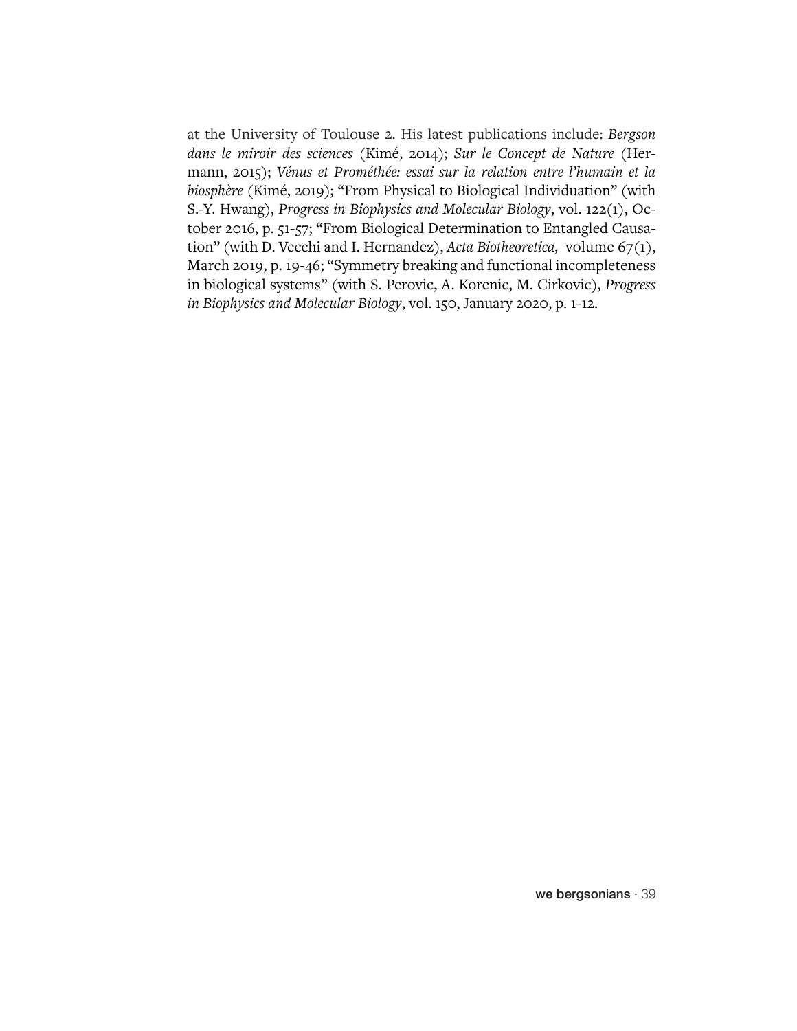at the University of Toulouse 2. His latest publications include: *Bergson dans le miroir des sciences* (Kimé, 2014); *Sur le Concept de Nature* (Hermann, 2015); *Vénus et Prométhée: essai sur la relation entre l'humain et la biosphère* (Kimé, 2019); "From Physical to Biological Individuation" (with S.-Y. Hwang), *Progress in Biophysics and Molecular Biology*, vol. 122(1), October 2016, p. 51-57; "From Biological Determination to Entangled Causation" (with D. Vecchi and I. Hernandez), *Acta Biotheoretica,* volume 67(1), March 2019, p. 19-46; "Symmetry breaking and functional incompleteness in biological systems" (with S. Perovic, A. Korenic, M. Cirkovic), *Progress in Biophysics and Molecular Biology*, vol. 150, January 2020, p. 1-12.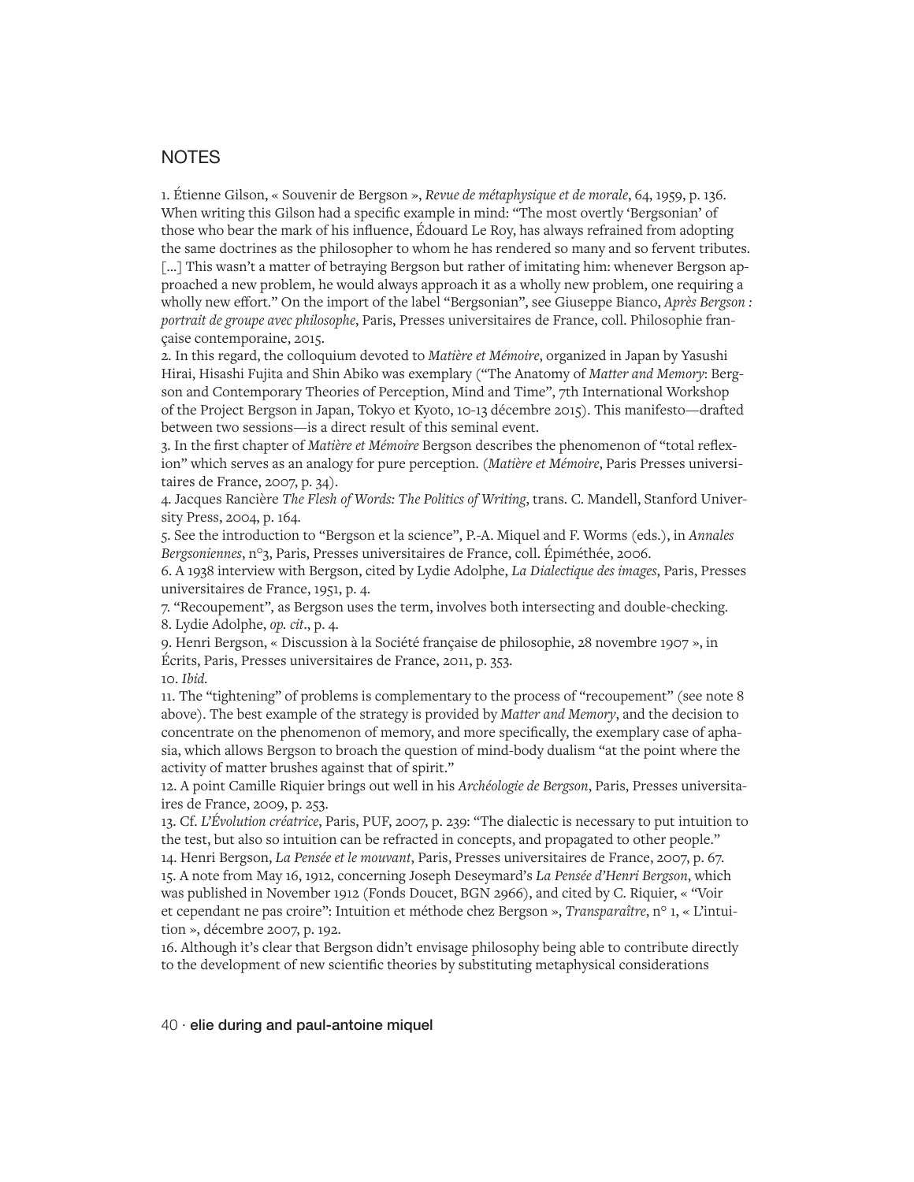## NOTES

1. Étienne Gilson, « Souvenir de Bergson », *Revue de métaphysique et de morale*, 64, 1959, p. 136. When writing this Gilson had a specific example in mind: "The most overtly 'Bergsonian' of those who bear the mark of his influence, Édouard Le Roy, has always refrained from adopting the same doctrines as the philosopher to whom he has rendered so many and so fervent tributes. [...] This wasn't a matter of betraying Bergson but rather of imitating him: whenever Bergson approached a new problem, he would always approach it as a wholly new problem, one requiring a wholly new effort." On the import of the label "Bergsonian", see Giuseppe Bianco, *Après Bergson : portrait de groupe avec philosophe*, Paris, Presses universitaires de France, coll. Philosophie française contemporaine, 2015.

2. In this regard, the colloquium devoted to *Matière et Mémoire*, organized in Japan by Yasushi Hirai, Hisashi Fujita and Shin Abiko was exemplary ("The Anatomy of *Matter and Memory*: Bergson and Contemporary Theories of Perception, Mind and Time", 7th International Workshop of the Project Bergson in Japan, Tokyo et Kyoto, 10-13 décembre 2015). This manifesto—drafted between two sessions—is a direct result of this seminal event.

3. In the first chapter of *Matière et Mémoire* Bergson describes the phenomenon of "total reflexion" which serves as an analogy for pure perception. (*Matière et Mémoire*, Paris Presses universitaires de France, 2007, p. 34).

4. Jacques Rancière *The Flesh of Words: The Politics of Writing*, trans. C. Mandell, Stanford University Press, 2004, p. 164.

5. See the introduction to "Bergson et la science", P.-A. Miquel and F. Worms (eds.), in *Annales Bergsoniennes*, n°3, Paris, Presses universitaires de France, coll. Épiméthée, 2006.

6. A 1938 interview with Bergson, cited by Lydie Adolphe, *La Dialectique des images*, Paris, Presses universitaires de France, 1951, p. 4.

7. "Recoupement", as Bergson uses the term, involves both intersecting and double-checking.

8. Lydie Adolphe, *op. cit*., p. 4.

9. Henri Bergson, « Discussion à la Société française de philosophie, 28 novembre 1907 », in Écrits, Paris, Presses universitaires de France, 2011, p. 353.

10. *Ibid.*

11. The "tightening" of problems is complementary to the process of "recoupement" (see note 8 above). The best example of the strategy is provided by *Matter and Memory*, and the decision to concentrate on the phenomenon of memory, and more specifically, the exemplary case of aphasia, which allows Bergson to broach the question of mind-body dualism "at the point where the activity of matter brushes against that of spirit."

12. A point Camille Riquier brings out well in his *Archéologie de Bergson*, Paris, Presses universitaires de France, 2009, p. 253.

13. Cf. *L'Évolution créatrice*, Paris, PUF, 2007, p. 239: "The dialectic is necessary to put intuition to the test, but also so intuition can be refracted in concepts, and propagated to other people."

14. Henri Bergson, *La Pensée et le mouvant*, Paris, Presses universitaires de France, 2007, p. 67.

15. A note from May 16, 1912, concerning Joseph Deseymard's *La Pensée d'Henri Bergson*, which was published in November 1912 (Fonds Doucet, BGN 2966), and cited by C. Riquier, « "Voir et cependant ne pas croire": Intuition et méthode chez Bergson », *Transparaître*, n° 1, « L'intuition », décembre 2007, p. 192.

16. Although it's clear that Bergson didn't envisage philosophy being able to contribute directly to the development of new scientific theories by substituting metaphysical considerations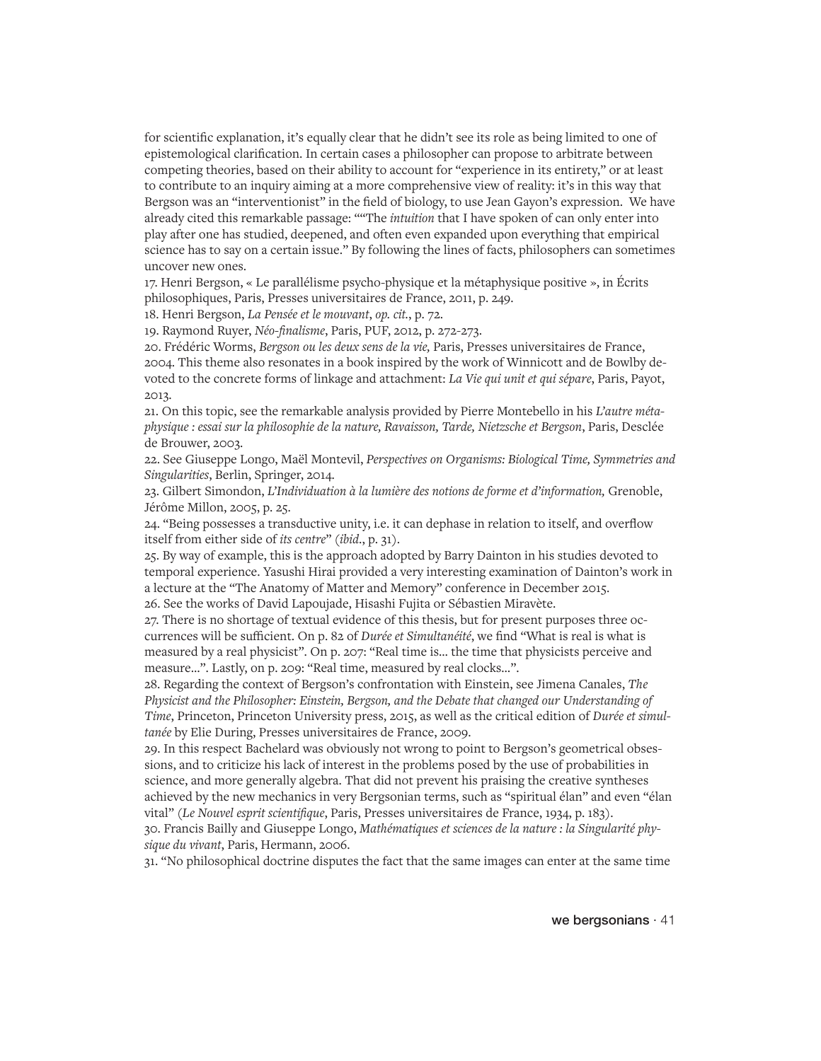for scientific explanation, it's equally clear that he didn't see its role as being limited to one of epistemological clarification. In certain cases a philosopher can propose to arbitrate between competing theories, based on their ability to account for "experience in its entirety," or at least to contribute to an inquiry aiming at a more comprehensive view of reality: it's in this way that Bergson was an "interventionist" in the field of biology, to use Jean Gayon's expression. We have already cited this remarkable passage: ""The *intuition* that I have spoken of can only enter into play after one has studied, deepened, and often even expanded upon everything that empirical science has to say on a certain issue." By following the lines of facts, philosophers can sometimes uncover new ones.

17. Henri Bergson, « Le parallélisme psycho-physique et la métaphysique positive », in Écrits philosophiques, Paris, Presses universitaires de France, 2011, p. 249.

18. Henri Bergson, *La Pensée et le mouvant*, *op. cit.*, p. 72.

19. Raymond Ruyer, *Néo-finalisme*, Paris, PUF, 2012, p. 272-273.

20. Frédéric Worms, *Bergson ou les deux sens de la vie,* Paris, Presses universitaires de France, 2004. This theme also resonates in a book inspired by the work of Winnicott and de Bowlby devoted to the concrete forms of linkage and attachment: *La Vie qui unit et qui sépare*, Paris, Payot, 2013.

21. On this topic, see the remarkable analysis provided by Pierre Montebello in his *L'autre métaphysique : essai sur la philosophie de la nature, Ravaisson, Tarde, Nietzsche et Bergson*, Paris, Desclée de Brouwer, 2003.

22. See Giuseppe Longo, Maël Montevil, *Perspectives on Organisms: Biological Time, Symmetries and Singularities*, Berlin, Springer, 2014.

23. Gilbert Simondon, *L'Individuation à la lumière des notions de forme et d'information,* Grenoble, Jérôme Millon, 2005, p. 25.

24. "Being possesses a transductive unity, i.e. it can dephase in relation to itself, and overflow itself from either side of *its centre*" (*ibid.*, p. 31).

25. By way of example, this is the approach adopted by Barry Dainton in his studies devoted to temporal experience. Yasushi Hirai provided a very interesting examination of Dainton's work in a lecture at the "The Anatomy of Matter and Memory" conference in December 2015.

26. See the works of David Lapoujade, Hisashi Fujita or Sébastien Miravète.

27. There is no shortage of textual evidence of this thesis, but for present purposes three occurrences will be sufficient. On p. 82 of *Durée et Simultanéité*, we find "What is real is what is measured by a real physicist". On p. 207: "Real time is… the time that physicists perceive and measure…". Lastly, on p. 209: "Real time, measured by real clocks…".

28. Regarding the context of Bergson's confrontation with Einstein, see Jimena Canales, *The Physicist and the Philosopher: Einstein, Bergson, and the Debate that changed our Understanding of Time*, Princeton, Princeton University press, 2015, as well as the critical edition of *Durée et simultanée* by Elie During, Presses universitaires de France, 2009.

29. In this respect Bachelard was obviously not wrong to point to Bergson's geometrical obsessions, and to criticize his lack of interest in the problems posed by the use of probabilities in science, and more generally algebra. That did not prevent his praising the creative syntheses achieved by the new mechanics in very Bergsonian terms, such as "spiritual élan" and even "élan vital" (*Le Nouvel esprit scientifique*, Paris, Presses universitaires de France, 1934, p. 183).

30. Francis Bailly and Giuseppe Longo, *Mathématiques et sciences de la nature : la Singularité physique du vivant*, Paris, Hermann, 2006.

31. "No philosophical doctrine disputes the fact that the same images can enter at the same time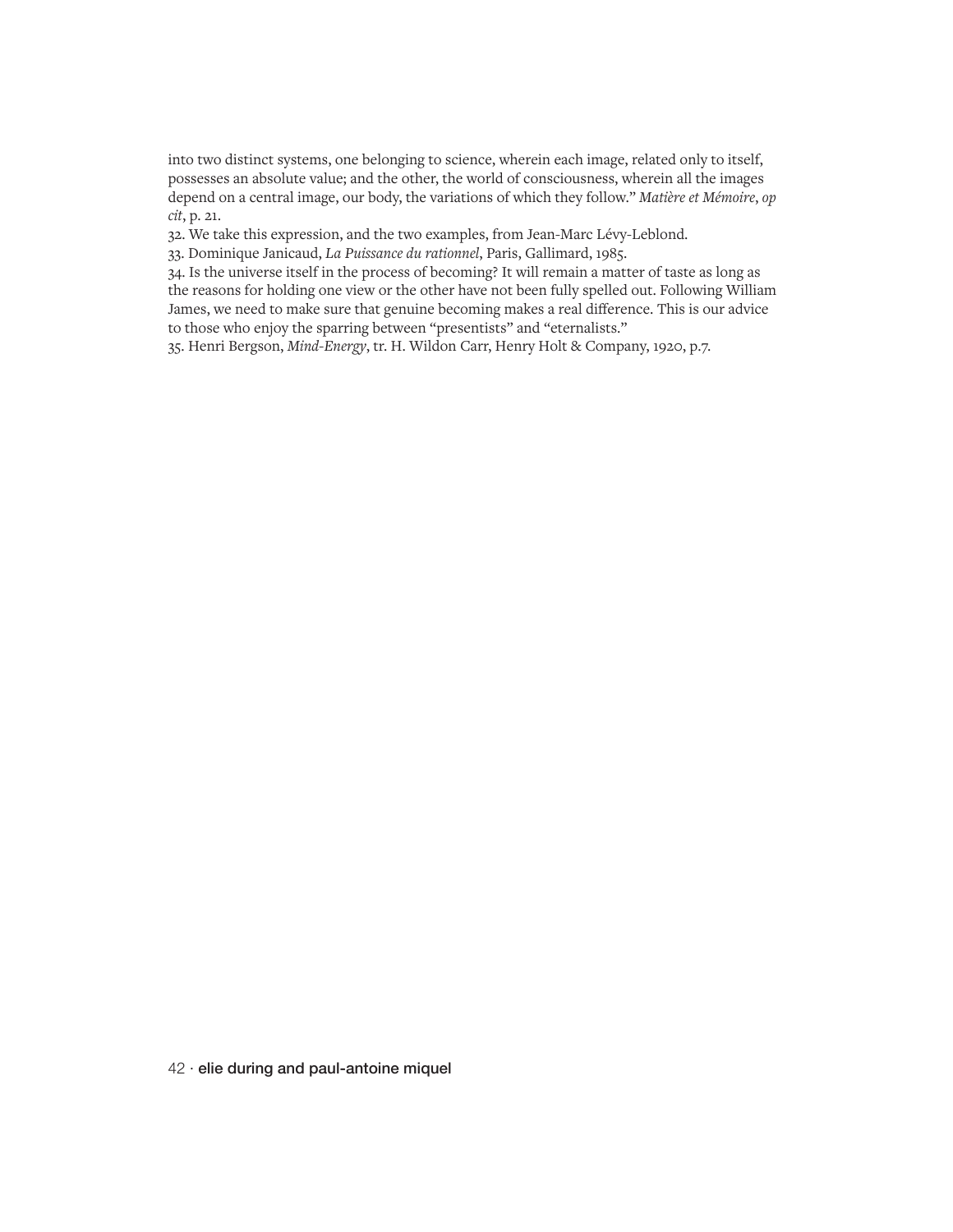into two distinct systems, one belonging to science, wherein each image, related only to itself, possesses an absolute value; and the other, the world of consciousness, wherein all the images depend on a central image, our body, the variations of which they follow." *Matière et Mémoire*, *op cit*, p. 21.

32. We take this expression, and the two examples, from Jean-Marc Lévy-Leblond.

33. Dominique Janicaud, *La Puissance du rationnel*, Paris, Gallimard, 1985.

34. Is the universe itself in the process of becoming? It will remain a matter of taste as long as the reasons for holding one view or the other have not been fully spelled out. Following William James, we need to make sure that genuine becoming makes a real difference. This is our advice to those who enjoy the sparring between "presentists" and "eternalists."

35. Henri Bergson, *Mind-Energy*, tr. H. Wildon Carr, Henry Holt & Company, 1920, p.7.